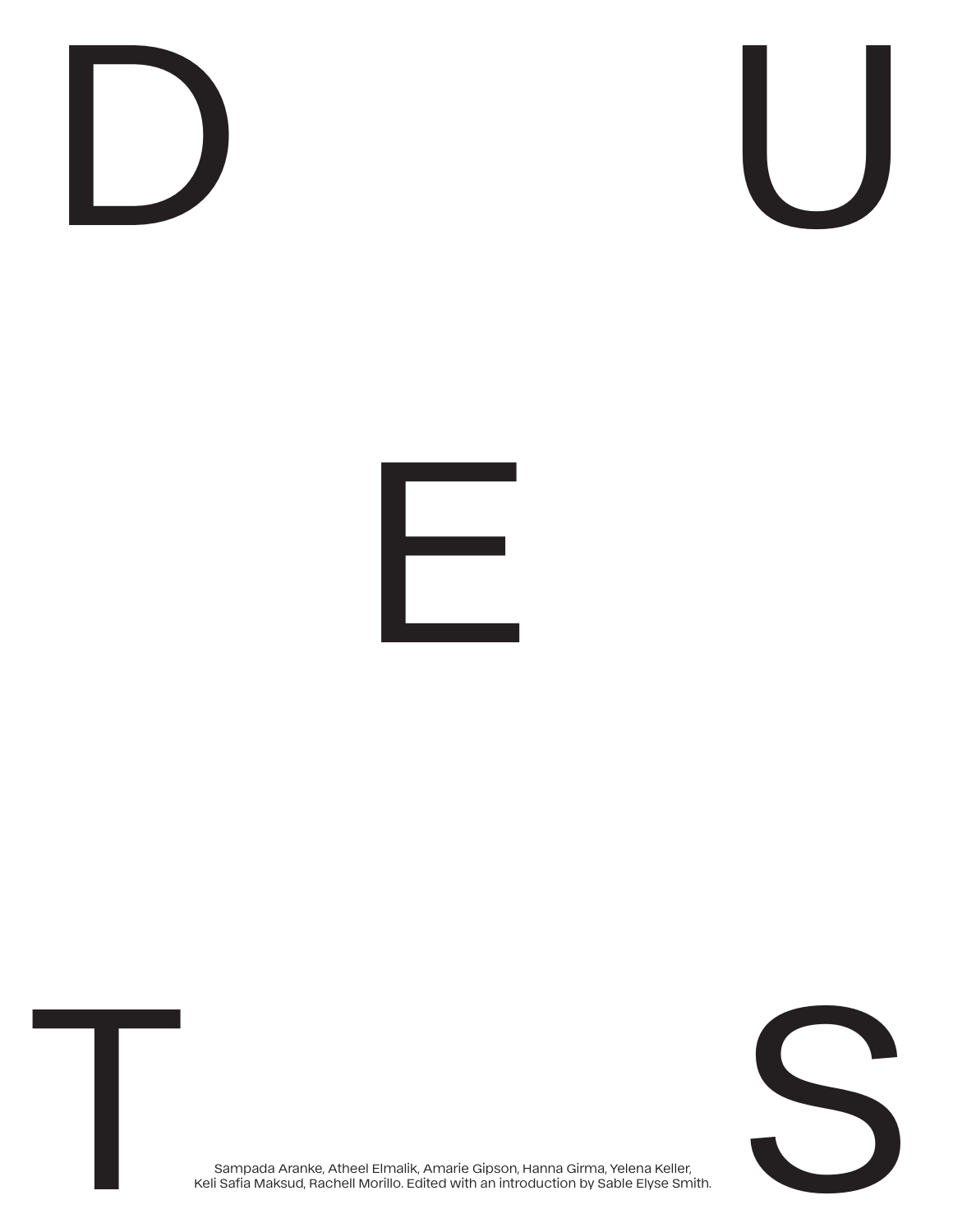# DUETS

Sampada Aranke, Atheel Elmalik, Amarie Gipson, Hanna Girma, Yelena Keller, Keli Safia Maksud, Rachell Morillo. Edited with an introduction by Sable Elyse Smith.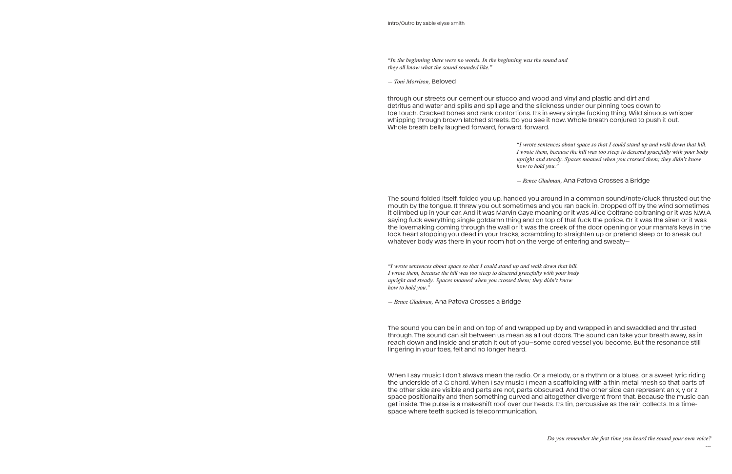Intro/Outro by sable elyse smith

*"In the beginning there were no words. In the beginning was the sound and they all know what the sound sounded like."*

*— Toni Morrison,* Beloved

through our streets our cement our stucco and wood and vinyl and plastic and dirt and detritus and water and spills and spillage and the slickness under our pinning toes down to toe touch. Cracked bones and rank contortions. It's in every single fucking thing. Wild sinuous whisper whipping through brown latched streets. Do you see it now. Whole breath conjured to push it out. Whole breath belly laughed forward, forward, forward.

*"I wrote sentences about space so that I could stand up and walk down that hill. I wrote them, because the hill was too steep to descend gracefully with your body upright and steady. Spaces moaned when you crossed them; they didn't know how to hold you."*

*— Renee Gladman,* Ana Patova Crosses a Bridge

The sound folded itself, folded you up, handed you around in a common sound/note/cluck thrusted out the mouth by the tongue. It threw you out sometimes and you ran back in. Dropped off by the wind sometimes it climbed up in your ear. And it was Marvin Gaye moaning or it was Alice Coltrane coltraning or it was N.W.A saying fuck everything single gotdamn thing and on top of that fuck the police. Or it was the siren or it was the lovemaking coming through the wall or it was the creek of the door opening or your mama's keys in the lock heart stopping you dead in your tracks, scrambling to straighten up or pretend sleep or to sneak out whatever body was there in your room hot on the verge of entering and sweaty—

*"I wrote sentences about space so that I could stand up and walk down that hill. I wrote them, because the hill was too steep to descend gracefully with your body upright and steady. Spaces moaned when you crossed them; they didn't know how to hold you."*

*— Renee Gladman,* Ana Patova Crosses a Bridge

The sound you can be in and on top of and wrapped up by and wrapped in and swaddled and thrusted through. The sound can sit between us mean as all out doors. The sound can take your breath away, as in reach down and inside and snatch it out of you—some cored vessel you become. But the resonance still lingering in your toes, felt and no longer heard.

When I say music I don't always mean the radio. Or a melody, or a rhythm or a blues, or a sweet lyric riding the underside of a G chord. When I say music I mean a scaffolding with a thin metal mesh so that parts of the other side are visible and parts are not, parts obscured. And the other side can represent an x, y or z space positionality and then something curved and altogether divergent from that. Because the music can get inside. The pulse is a makeshift roof over our heads. It's tin, percussive as the rain collects. In a time-space where teeth sucked is telecommunication.

*Do you remember the first time you heard the sound your own voice?*

---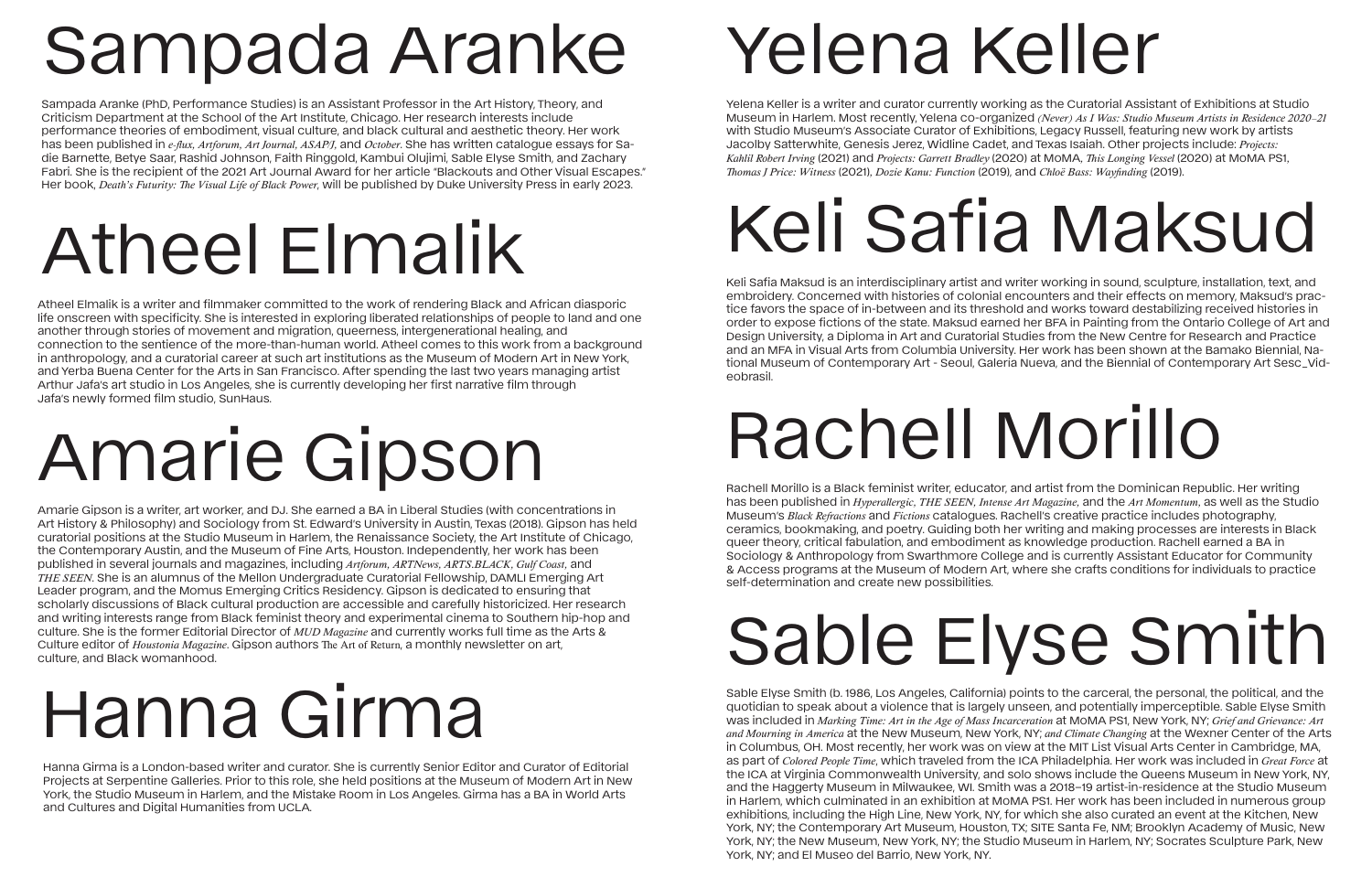# Sampada Aranke

Sampada Aranke (PhD, Performance Studies) is an Assistant Professor in the Art History, Theory, and Criticism Department at the School of the Art Institute, Chicago. Her research interests include performance theories of embodiment, visual culture, and black cultural and aesthetic theory. Her work has been published in *e-flux*, *Artforum*, *Art Journal*, *ASAP/J*, and *October*. She has written catalogue essays for Sadie Barnette, Betye Saar, Rashid Johnson, Faith Ringgold, Kambui Olujimi, Sable Elyse Smith, and Zachary Fabri. She is the recipient of the 2021 Art Journal Award for her article "Blackouts and Other Visual Escapes." Her book, *Death's Futurity: The Visual Life of Black Power*, will be published by Duke University Press in early 2023.

# Atheel Elmalik

Atheel Elmalik is a writer and filmmaker committed to the work of rendering Black and African diasporic life onscreen with specificity. She is interested in exploring liberated relationships of people to land and one another through stories of movement and migration, queerness, intergenerational healing, and connection to the sentience of the more-than-human world. Atheel comes to this work from a background in anthropology, and a curatorial career at such art institutions as the Museum of Modern Art in New York, and Yerba Buena Center for the Arts in San Francisco. After spending the last two years managing artist Arthur Jafa's art studio in Los Angeles, she is currently developing her first narrative film through Jafa's newly formed film studio, SunHaus.

# Amarie Gipson

Amarie Gipson is a writer, art worker, and DJ. She earned a BA in Liberal Studies (with concentrations in Art History & Philosophy) and Sociology from St. Edward's University in Austin, Texas (2018). Gipson has held curatorial positions at the Studio Museum in Harlem, the Renaissance Society, the Art Institute of Chicago, the Contemporary Austin, and the Museum of Fine Arts, Houston. Independently, her work has been published in several journals and magazines, including *Artforum*, *ARTNews*, *ARTS.BLACK*, *Gulf Coast*, and *THE SEEN*. She is an alumnus of the Mellon Undergraduate Curatorial Fellowship, DAMLI Emerging Art Leader program, and the Momus Emerging Critics Residency. Gipson is dedicated to ensuring that scholarly discussions of Black cultural production are accessible and carefully historicized. Her research and writing interests range from Black feminist theory and experimental cinema to Southern hip-hop and culture. She is the former Editorial Director of *MUD Magazine* and currently works full time as the Arts & Culture editor of *Houstonia Magazine*. Gipson authors The Art of Return, a monthly newsletter on art, culture, and Black womanhood.

# Hanna Girma

Hanna Girma is a London-based writer and curator. She is currently Senior Editor and Curator of Editorial Projects at Serpentine Galleries. Prior to this role, she held positions at the Museum of Modern Art in New York, the Studio Museum in Harlem, and the Mistake Room in Los Angeles. Girma has a BA in World Arts and Cultures and Digital Humanities from UCLA.

# Yelena Keller

Yelena Keller is a writer and curator currently working as the Curatorial Assistant of Exhibitions at Studio Museum in Harlem. Most recently, Yelena co-organized *(Never) As I Was: Studio Museum Artists in Residence 2020–21* with Studio Museum's Associate Curator of Exhibitions, Legacy Russell, featuring new work by artists Jacolby Satterwhite, Genesis Jerez, Widline Cadet, and Texas Isaiah. Other projects include: *Projects: Kahlil Robert Irving* (2021) and *Projects: Garrett Bradley* (2020) at MoMA, *This Longing Vessel* (2020) at MoMA PS1, *Thomas J Price: Witness* (2021), *Dozie Kanu: Function* (2019), and *Chloë Bass: Wayfinding* (2019).

# Keli Safia Maksud

Keli Safia Maksud is an interdisciplinary artist and writer working in sound, sculpture, installation, text, and embroidery. Concerned with histories of colonial encounters and their effects on memory, Maksud's practice favors the space of in-between and its threshold and works toward destabilizing received histories in order to expose fictions of the state. Maksud earned her BFA in Painting from the Ontario College of Art and Design University, a Diploma in Art and Curatorial Studies from the New Centre for Research and Practice and an MFA in Visual Arts from Columbia University. Her work has been shown at the Bamako Biennial, National Museum of Contemporary Art - Seoul, Galeria Nueva, and the Biennial of Contemporary Art Sesc_Videobrasil.

# Rachell Morillo

Rachell Morillo is a Black feminist writer, educator, and artist from the Dominican Republic. Her writing has been published in *Hyperallergic*, *THE SEEN*, *Intense Art Magazine*, and the *Art Momentum*, as well as the Studio Museum's *Black Refractions* and *Fictions* catalogues. Rachell's creative practice includes photography, ceramics, bookmaking, and poetry. Guiding both her writing and making processes are interests in Black queer theory, critical fabulation, and embodiment as knowledge production. Rachell earned a BA in Sociology & Anthropology from Swarthmore College and is currently Assistant Educator for Community & Access programs at the Museum of Modern Art, where she crafts conditions for individuals to practice self-determination and create new possibilities.

# Sable Elyse Smith

Sable Elyse Smith (b. 1986, Los Angeles, California) points to the carceral, the personal, the political, and the quotidian to speak about a violence that is largely unseen, and potentially imperceptible. Sable Elyse Smith was included in *Marking Time: Art in the Age of Mass Incarceration* at MoMA PS1, New York, NY; *Grief and Grievance: Art and Mourning in America* at the New Museum, New York, NY; *and Climate Changing* at the Wexner Center of the Arts in Columbus, OH. Most recently, her work was on view at the MIT List Visual Arts Center in Cambridge, MA, as part of *Colored People Time*, which traveled from the ICA Philadelphia. Her work was included in *Great Force* at the ICA at Virginia Commonwealth University, and solo shows include the Queens Museum in New York, NY, and the Haggerty Museum in Milwaukee, WI. Smith was a 2018–19 artist-in-residence at the Studio Museum in Harlem, which culminated in an exhibition at MoMA PS1. Her work has been included in numerous group exhibitions, including the High Line, New York, NY, for which she also curated an event at the Kitchen, New York, NY; the Contemporary Art Museum, Houston, TX; SITE Santa Fe, NM; Brooklyn Academy of Music, New York, NY; the New Museum, New York, NY; the Studio Museum in Harlem, NY; Socrates Sculpture Park, New York, NY; and El Museo del Barrio, New York, NY.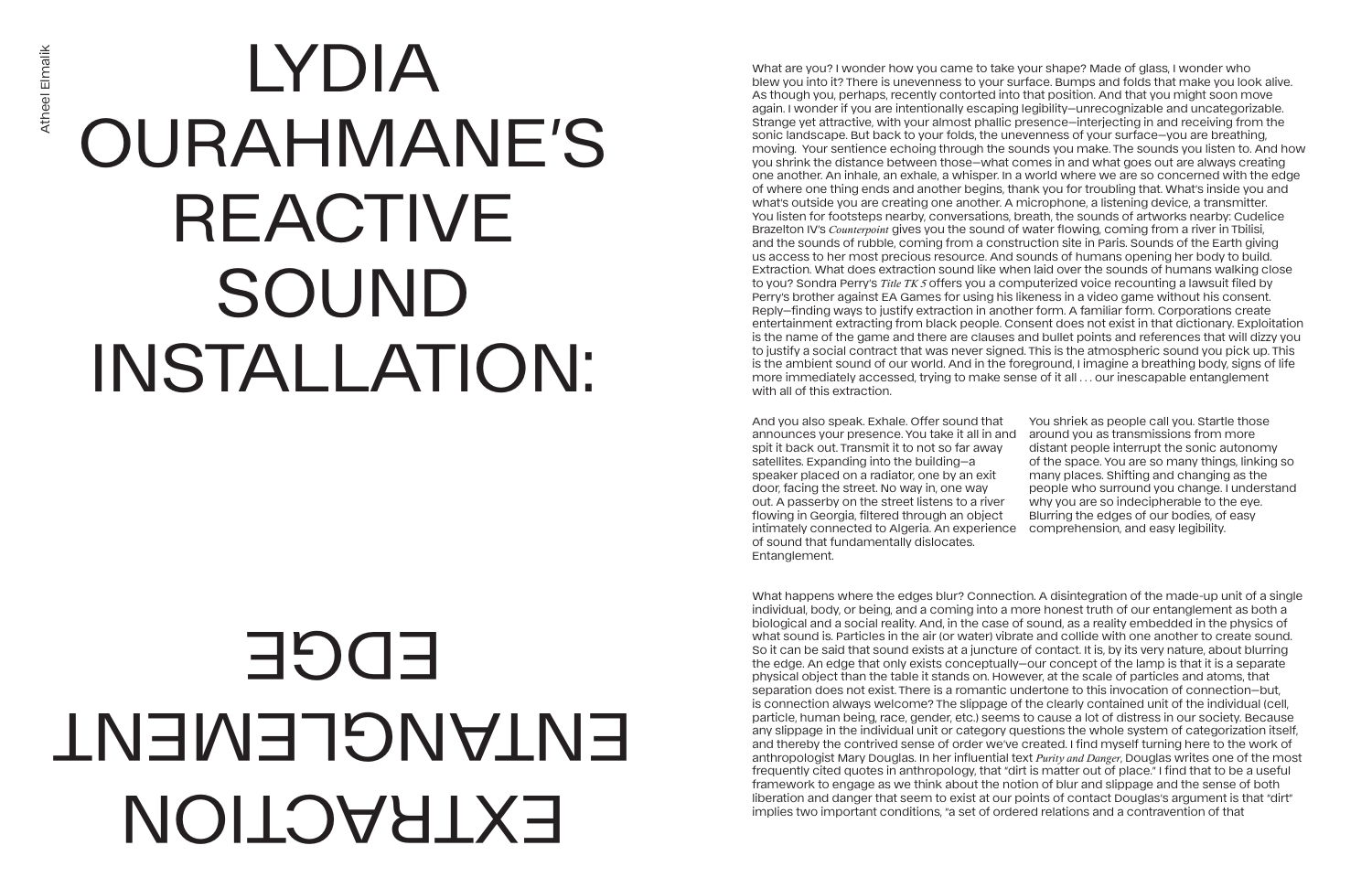Atheel Elmalik

# LYDIA OURAHMANE'S REACTIVE SOUND INSTALLATION:

# EXTRACTION ENTANGLEMENT EDGE

What are you? I wonder how you came to take your shape? Made of glass, I wonder who blew you into it? There is unevenness to your surface. Bumps and folds that make you look alive. As though you, perhaps, recently contorted into that position. And that you might soon move again. I wonder if you are intentionally escaping legibility—unrecognizable and uncategorizable. Strange yet attractive, with your almost phallic presence—interjecting in and receiving from the sonic landscape. But back to your folds, the unevenness of your surface—you are breathing, moving. Your sentience echoing through the sounds you make. The sounds you listen to. And how you shrink the distance between those—what comes in and what goes out are always creating one another. An inhale, an exhale, a whisper. In a world where we are so concerned with the edge of where one thing ends and another begins, thank you for troubling that. What's inside you and what's outside you are creating one another. A microphone, a listening device, a transmitter. You listen for footsteps nearby, conversations, breath, the sounds of artworks nearby: Cudelice Brazelton IV's *Counterpoint* gives you the sound of water flowing, coming from a river in Tbilisi, and the sounds of rubble, coming from a construction site in Paris. Sounds of the Earth giving us access to her most precious resource. And sounds of humans opening her body to build. Extraction. What does extraction sound like when laid over the sounds of humans walking close to you? Sondra Perry's *Title TK 5* offers you a computerized voice recounting a lawsuit filed by Perry's brother against EA Games for using his likeness in a video game without his consent. Reply—finding ways to justify extraction in another form. A familiar form. Corporations create entertainment extracting from black people. Consent does not exist in that dictionary. Exploitation is the name of the game and there are clauses and bullet points and references that will dizzy you to justify a social contract that was never signed. This is the atmospheric sound you pick up. This is the ambient sound of our world. And in the foreground, I imagine a breathing body, signs of life more immediately accessed, trying to make sense of it all . . . our inescapable entanglement with all of this extraction.

And you also speak. Exhale. Offer sound that announces your presence. You take it all in and spit it back out. Transmit it to not so far away satellites. Expanding into the building—a speaker placed on a radiator, one by an exit door, facing the street. No way in, one way out. A passerby on the street listens to a river flowing in Georgia, filtered through an object intimately connected to Algeria. An experience of sound that fundamentally dislocates. Entanglement.

You shriek as people call you. Startle those around you as transmissions from more distant people interrupt the sonic autonomy of the space. You are so many things, linking so many places. Shifting and changing as the people who surround you change. I understand why you are so indecipherable to the eye. Blurring the edges of our bodies, of easy comprehension, and easy legibility.

What happens where the edges blur? Connection. A disintegration of the made-up unit of a single individual, body, or being, and a coming into a more honest truth of our entanglement as both a biological and a social reality. And, in the case of sound, as a reality embedded in the physics of what sound is. Particles in the air (or water) vibrate and collide with one another to create sound. So it can be said that sound exists at a juncture of contact. It is, by its very nature, about blurring the edge. An edge that only exists conceptually—our concept of the lamp is that it is a separate physical object than the table it stands on. However, at the scale of particles and atoms, that separation does not exist. There is a romantic undertone to this invocation of connection—but, is connection always welcome? The slippage of the clearly contained unit of the individual (cell, particle, human being, race, gender, etc.) seems to cause a lot of distress in our society. Because any slippage in the individual unit or category questions the whole system of categorization itself, and thereby the contrived sense of order we've created. I find myself turning here to the work of anthropologist Mary Douglas. In her influential text *Purity and Danger*, Douglas writes one of the most frequently cited quotes in anthropology, that "dirt is matter out of place." I find that to be a useful framework to engage as we think about the notion of blur and slippage and the sense of both liberation and danger that seem to exist at our points of contact Douglas's argument is that "dirt" implies two important conditions, "a set of ordered relations and a contravention of that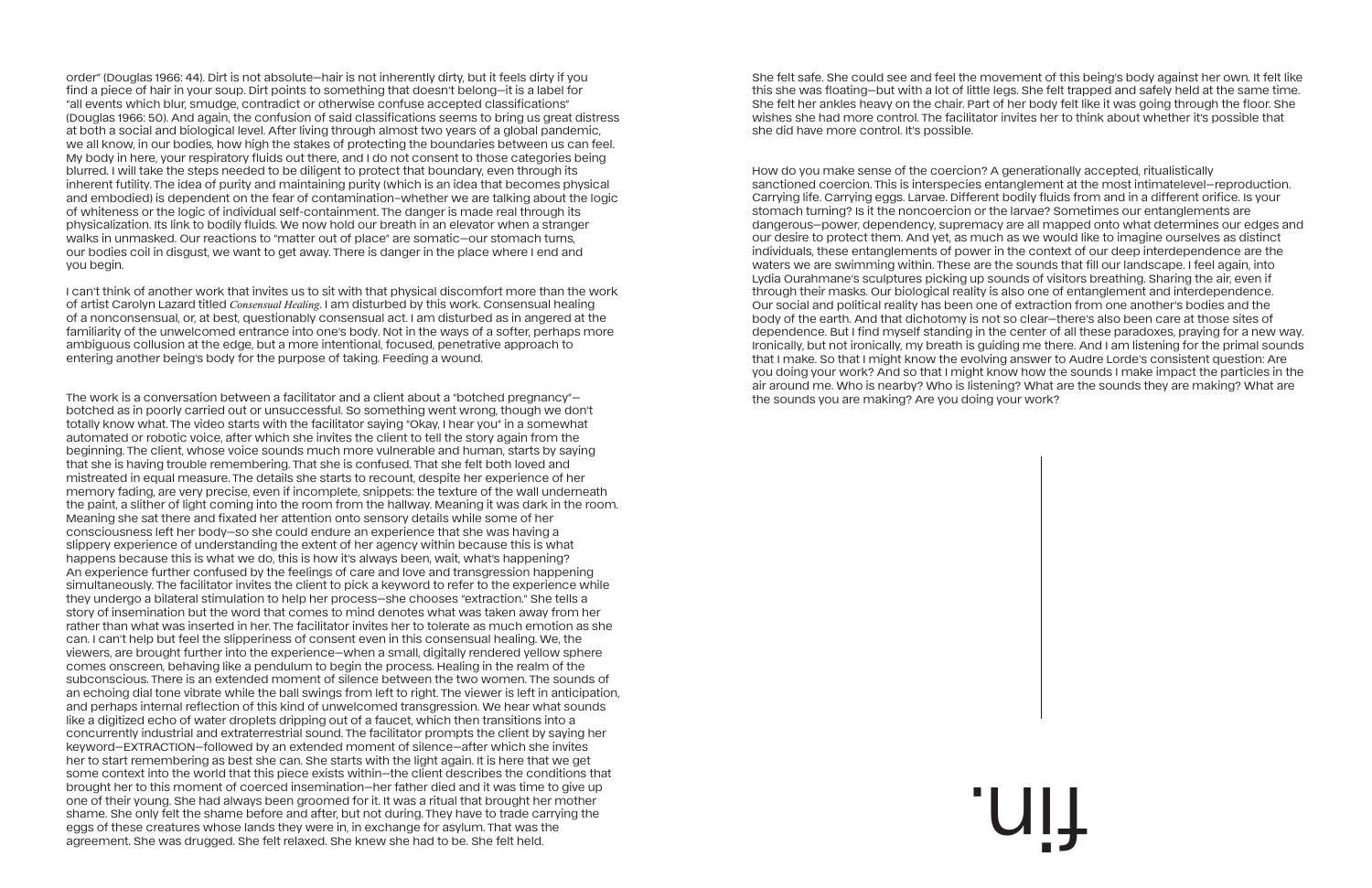order" (Douglas 1966: 44). Dirt is not absolute—hair is not inherently dirty, but it feels dirty if you find a piece of hair in your soup. Dirt points to something that doesn't belong—it is a label for "all events which blur, smudge, contradict or otherwise confuse accepted classifications" (Douglas 1966: 50). And again, the confusion of said classifications seems to bring us great distress at both a social and biological level. After living through almost two years of a global pandemic, we all know, in our bodies, how high the stakes of protecting the boundaries between us can feel. My body in here, your respiratory fluids out there, and I do not consent to those categories being blurred. I will take the steps needed to be diligent to protect that boundary, even through its inherent futility. The idea of purity and maintaining purity (which is an idea that becomes physical and embodied) is dependent on the fear of contamination–whether we are talking about the logic of whiteness or the logic of individual self-containment. The danger is made real through its physicalization. Its link to bodily fluids. We now hold our breath in an elevator when a stranger walks in unmasked. Our reactions to "matter out of place" are somatic—our stomach turns, our bodies coil in disgust, we want to get away. There is danger in the place where I end and you begin.

I can't think of another work that invites us to sit with that physical discomfort more than the work of artist Carolyn Lazard titled *Consensual Healing*. I am disturbed by this work. Consensual healing of a nonconsensual, or, at best, questionably consensual act. I am disturbed as in angered at the familiarity of the unwelcomed entrance into one's body. Not in the ways of a softer, perhaps more ambiguous collusion at the edge, but a more intentional, focused, penetrative approach to entering another being's body for the purpose of taking. Feeding a wound.

The work is a conversation between a facilitator and a client about a "botched pregnancy"—botched as in poorly carried out or unsuccessful. So something went wrong, though we don't totally know what. The video starts with the facilitator saying "Okay, I hear you" in a somewhat automated or robotic voice, after which she invites the client to tell the story again from the beginning. The client, whose voice sounds much more vulnerable and human, starts by saying that she is having trouble remembering. That she is confused. That she felt both loved and mistreated in equal measure. The details she starts to recount, despite her experience of her memory fading, are very precise, even if incomplete, snippets: the texture of the wall underneath the paint, a slither of light coming into the room from the hallway. Meaning it was dark in the room. Meaning she sat there and fixated her attention onto sensory details while some of her consciousness left her body—so she could endure an experience that she was having a slippery experience of understanding the extent of her agency within because this is what happens because this is what we do, this is how it's always been, wait, what's happening? An experience further confused by the feelings of care and love and transgression happening simultaneously. The facilitator invites the client to pick a keyword to refer to the experience while they undergo a bilateral stimulation to help her process—she chooses "extraction." She tells a story of insemination but the word that comes to mind denotes what was taken away from her rather than what was inserted in her. The facilitator invites her to tolerate as much emotion as she can. I can't help but feel the slipperiness of consent even in this consensual healing. We, the viewers, are brought further into the experience—when a small, digitally rendered yellow sphere comes onscreen, behaving like a pendulum to begin the process. Healing in the realm of the subconscious. There is an extended moment of silence between the two women. The sounds of an echoing dial tone vibrate while the ball swings from left to right. The viewer is left in anticipation, and perhaps internal reflection of this kind of unwelcomed transgression. We hear what sounds like a digitized echo of water droplets dripping out of a faucet, which then transitions into a concurrently industrial and extraterrestrial sound. The facilitator prompts the client by saying her keyword—EXTRACTION—followed by an extended moment of silence—after which she invites her to start remembering as best she can. She starts with the light again. It is here that we get some context into the world that this piece exists within—the client describes the conditions that brought her to this moment of coerced insemination—her father died and it was time to give up one of their young. She had always been groomed for it. It was a ritual that brought her mother shame. She only felt the shame before and after, but not during. They have to trade carrying the eggs of these creatures whose lands they were in, in exchange for asylum. That was the agreement. She was drugged. She felt relaxed. She knew she had to be. She felt held.

She felt safe. She could see and feel the movement of this being's body against her own. It felt like this she was floating—but with a lot of little legs. She felt trapped and safely held at the same time. She felt her ankles heavy on the chair. Part of her body felt like it was going through the floor. She wishes she had more control. The facilitator invites her to think about whether it's possible that she did have more control. It's possible.

How do you make sense of the coercion? A generationally accepted, ritualistically sanctioned coercion. This is interspecies entanglement at the most intimatelevel—reproduction. Carrying life. Carrying eggs. Larvae. Different bodily fluids from and in a different orifice. Is your stomach turning? Is it the noncoercion or the larvae? Sometimes our entanglements are dangerous—power, dependency, supremacy are all mapped onto what determines our edges and our desire to protect them. And yet, as much as we would like to imagine ourselves as distinct individuals, these entanglements of power in the context of our deep interdependence are the waters we are swimming within. These are the sounds that fill our landscape. I feel again, into Lydia Ourahmane's sculptures picking up sounds of visitors breathing. Sharing the air, even if through their masks. Our biological reality is also one of entanglement and interdependence. Our social and political reality has been one of extraction from one another's bodies and the body of the earth. And that dichotomy is not so clear—there's also been care at those sites of dependence. But I find myself standing in the center of all these paradoxes, praying for a new way. Ironically, but not ironically, my breath is guiding me there. And I am listening for the primal sounds that I make. So that I might know the evolving answer to Audre Lorde's consistent question: Are you doing your work? And so that I might know how the sounds I make impact the particles in the air around me. Who is nearby? Who is listening? What are the sounds they are making? What are the sounds you are making? Are you doing your work?

fin.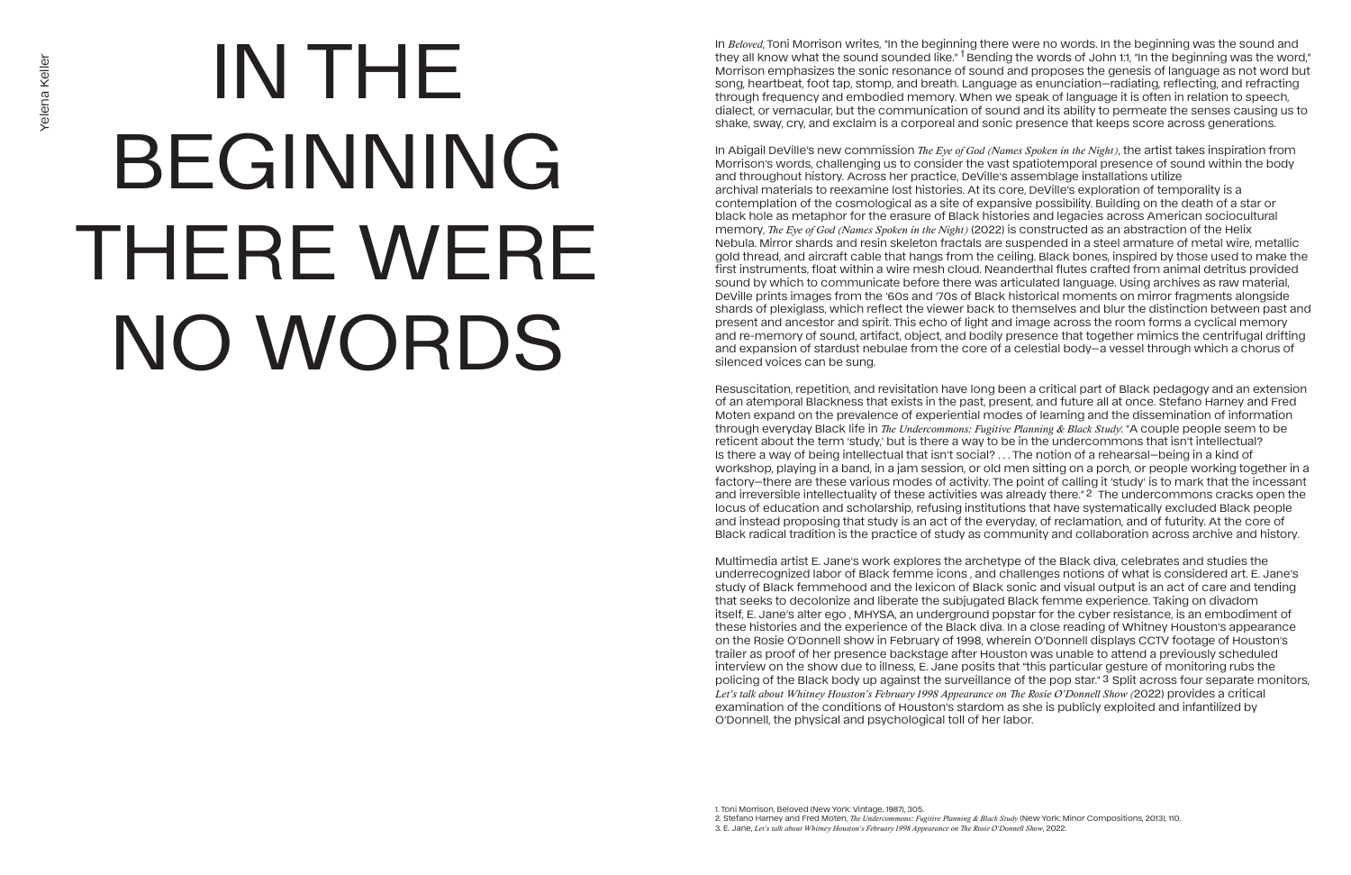Yelena Keller

# IN THE BEGINNING THERE WERE NO WORDS

In *Beloved*, Toni Morrison writes, "In the beginning there were no words. In the beginning was the sound and they all know what the sound sounded like." [1] Bending the words of John 1:1, "In the beginning was the word," Morrison emphasizes the sonic resonance of sound and proposes the genesis of language as not word but song, heartbeat, foot tap, stomp, and breath. Language as enunciation—radiating, reflecting, and refracting through frequency and embodied memory. When we speak of language it is often in relation to speech, dialect, or vernacular, but the communication of sound and its ability to permeate the senses causing us to shake, sway, cry, and exclaim is a corporeal and sonic presence that keeps score across generations.

In Abigail DeVille's new commission *The Eye of God (Names Spoken in the Night)*, the artist takes inspiration from Morrison's words, challenging us to consider the vast spatiotemporal presence of sound within the body and throughout history. Across her practice, DeVille's assemblage installations utilize archival materials to reexamine lost histories. At its core, DeVille's exploration of temporality is a contemplation of the cosmological as a site of expansive possibility. Building on the death of a star or black hole as metaphor for the erasure of Black histories and legacies across American sociocultural memory, *The Eye of God (Names Spoken in the Night)* (2022) is constructed as an abstraction of the Helix Nebula. Mirror shards and resin skeleton fractals are suspended in a steel armature of metal wire, metallic gold thread, and aircraft cable that hangs from the ceiling. Black bones, inspired by those used to make the first instruments, float within a wire mesh cloud. Neanderthal flutes crafted from animal detritus provided sound by which to communicate before there was articulated language. Using archives as raw material, DeVille prints images from the '60s and '70s of Black historical moments on mirror fragments alongside shards of plexiglass, which reflect the viewer back to themselves and blur the distinction between past and present and ancestor and spirit. This echo of light and image across the room forms a cyclical memory and re-memory of sound, artifact, object, and bodily presence that together mimics the centrifugal drifting and expansion of stardust nebulae from the core of a celestial body—a vessel through which a chorus of silenced voices can be sung.

Resuscitation, repetition, and revisitation have long been a critical part of Black pedagogy and an extension of an atemporal Blackness that exists in the past, present, and future all at once. Stefano Harney and Fred Moten expand on the prevalence of experiential modes of learning and the dissemination of information through everyday Black life in *The Undercommons: Fugitive Planning & Black Study*: "A couple people seem to be reticent about the term 'study,' but is there a way to be in the undercommons that isn't intellectual? Is there a way of being intellectual that isn't social? . . . The notion of a rehearsal—being in a kind of workshop, playing in a band, in a jam session, or old men sitting on a porch, or people working together in a factory—there are these various modes of activity. The point of calling it 'study' is to mark that the incessant and irreversible intellectuality of these activities was already there." [2] The undercommons cracks open the locus of education and scholarship, refusing institutions that have systematically excluded Black people and instead proposing that study is an act of the everyday, of reclamation, and of futurity. At the core of Black radical tradition is the practice of study as community and collaboration across archive and history.

Multimedia artist E. Jane's work explores the archetype of the Black diva, celebrates and studies the underrecognized labor of Black femme icons , and challenges notions of what is considered art. E. Jane's study of Black femmehood and the lexicon of Black sonic and visual output is an act of care and tending that seeks to decolonize and liberate the subjugated Black femme experience. Taking on divadom itself, E. Jane's alter ego , MHYSA, an underground popstar for the cyber resistance, is an embodiment of these histories and the experience of the Black diva. In a close reading of Whitney Houston's appearance on the Rosie O'Donnell show in February of 1998, wherein O'Donnell displays CCTV footage of Houston's trailer as proof of her presence backstage after Houston was unable to attend a previously scheduled interview on the show due to illness, E. Jane posits that "this particular gesture of monitoring rubs the policing of the Black body up against the surveillance of the pop star." [3] Split across four separate monitors, *Let's talk about Whitney Houston's February 1998 Appearance on The Rosie O'Donnell Show* (2022) provides a critical examination of the conditions of Houston's stardom as she is publicly exploited and infantilized by O'Donnell, the physical and psychological toll of her labor.

1. Toni Morrison, Beloved (New York: Vintage, 1987), 305.
2. Stefano Harney and Fred Moten, *The Undercommons: Fugitive Planning & Black Study* (New York: Minor Compositions, 2013), 110.
3. E. Jane, *Let's talk about Whitney Houston's February 1998 Appearance on The Rosie O'Donnell Show*, 2022.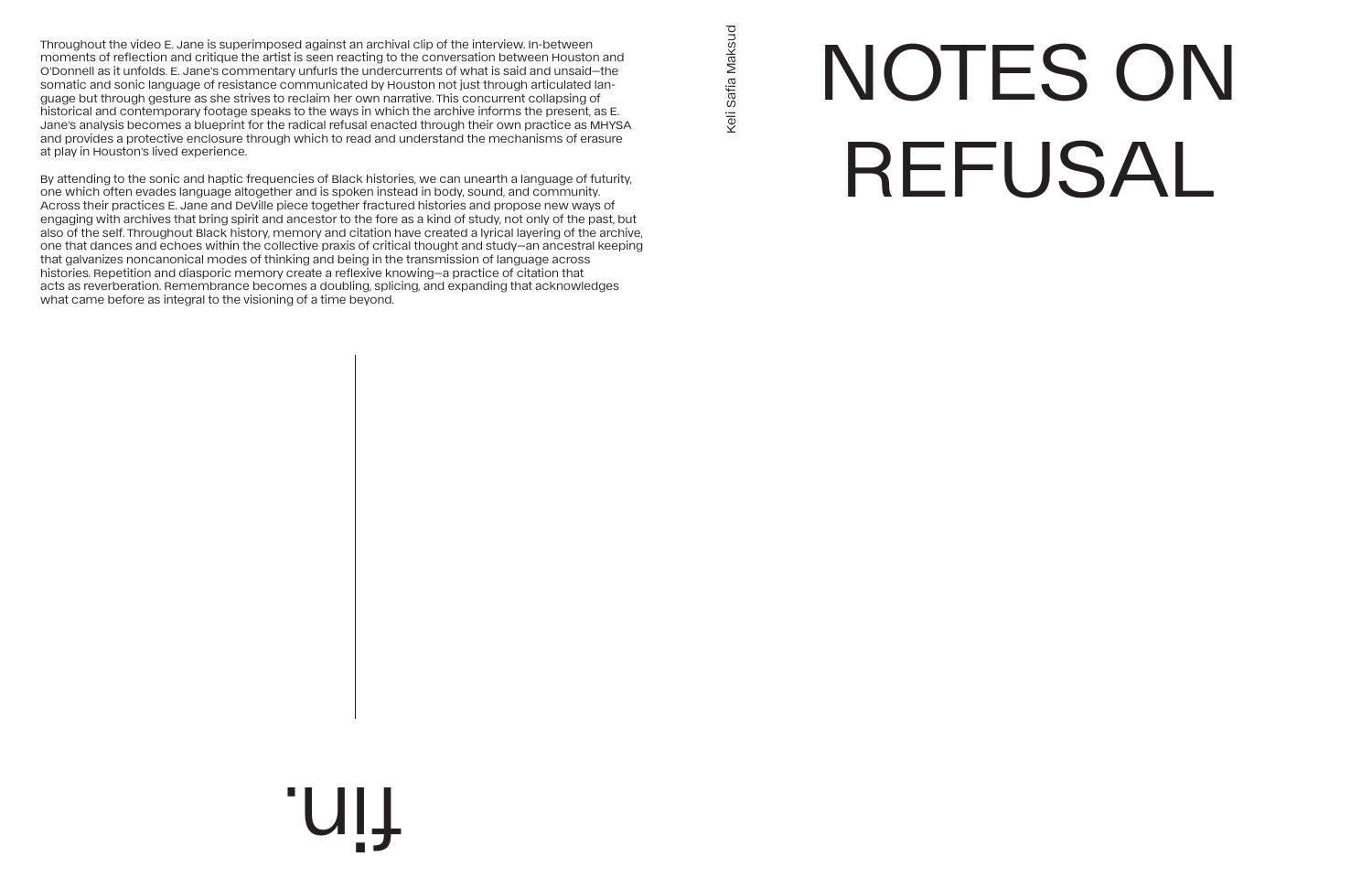Throughout the video E. Jane is superimposed against an archival clip of the interview. In-between moments of reflection and critique the artist is seen reacting to the conversation between Houston and O'Donnell as it unfolds. E. Jane's commentary unfurls the undercurrents of what is said and unsaid—the somatic and sonic language of resistance communicated by Houston not just through articulated language but through gesture as she strives to reclaim her own narrative. This concurrent collapsing of historical and contemporary footage speaks to the ways in which the archive informs the present, as E. Jane's analysis becomes a blueprint for the radical refusal enacted through their own practice as MHYSA and provides a protective enclosure through which to read and understand the mechanisms of erasure at play in Houston's lived experience.

By attending to the sonic and haptic frequencies of Black histories, we can unearth a language of futurity, one which often evades language altogether and is spoken instead in body, sound, and community. Across their practices E. Jane and DeVille piece together fractured histories and propose new ways of engaging with archives that bring spirit and ancestor to the fore as a kind of study, not only of the past, but also of the self. Throughout Black history, memory and citation have created a lyrical layering of the archive, one that dances and echoes within the collective praxis of critical thought and study—an ancestral keeping that galvanizes noncanonical modes of thinking and being in the transmission of language across histories. Repetition and diasporic memory create a reflexive knowing—a practice of citation that acts as reverberation. Remembrance becomes a doubling, splicing, and expanding that acknowledges what came before as integral to the visioning of a time beyond.

fin.

Keli Safia Maksud

# NOTES ON REFUSAL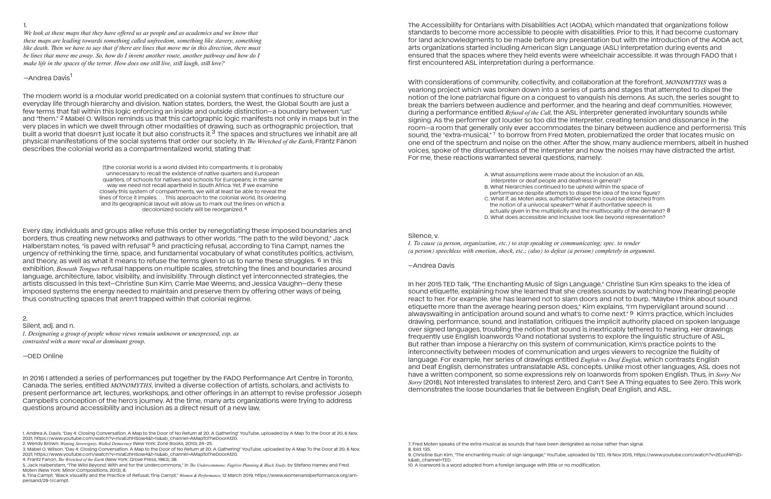1.

*We look at these maps that they have offered us as people and as academics and we know that these maps are leading towards something called unfreedom, something like slavery, something like death. Then we have to say that if there are lines that move me in this direction, there must be lines that move me away. So, how do I invent another route, another pathway and how do I make life in the spaces of the terror. How does one still live, still laugh, still love?*

—Andrea Davis[1]

The modern world is a modular world predicated on a colonial system that continues to structure our everyday life through hierarchy and division. Nation states, borders, the West, the Global South are just a few terms that fall within this logic enforcing an inside and outside distinction—a boundary between "us" and "them." [2] Mabel O. Wilson reminds us that this cartographic logic manifests not only in maps but in the very places in which we dwell through other modalities of drawing, such as orthographic projection, that built a world that doesn't just locate it but also constructs it.[3] The spaces and structures we inhabit are all physical manifestations of the social systems that order our society. In *The Wretched of the Earth*, Frantz Fanon describes the colonial world as a compartmentalized world, stating that:

> [t]he colonial world is a world divided into compartments. It is probably unnecessary to recall the existence of native quarters and European quarters, of schools for natives and schools for Europeans; in the same way we need not recall apartheid in South Africa. Yet, if we examine closely this system of compartments, we will at least be able to reveal the lines of force it implies. . . . This approach to the colonial world, its ordering and its geographical layout will allow us to mark out the lines on which a decolonized society will be reorganized. [4]

Every day, individuals and groups alike refuse this order by renegotiating these imposed boundaries and borders, thus creating new networks and pathways to other worlds. "The path to the wild beyond," Jack Halberstam notes, "is paved with refusal" [5] and practicing refusal, according to Tina Campt, names the urgency of rethinking the time, space, and fundamental vocabulary of what constitutes politics, activism, and theory, as well as what it means to refuse the terms given to us to name these struggles. [6] In this exhibition, *Beneath Tongues* refusal happens on multiple scales, stretching the lines and boundaries around language, architecture, labor, visibility, and invisibility. Through distinct yet interconnected strategies, the artists discussed in this text—Christine Sun Kim, Carrie Mae Weems, and Jessica Vaughn—deny these imposed systems the energy needed to maintain and preserve them by offering other ways of being, thus constructing spaces that aren't trapped within that colonial regime.

2.

Silent, adj. and n.

*1. Designating a group of people whose views remain unknown or unexpressed, esp. as contrasted with a more vocal or dominant group.*

—OED Online

In 2016 I attended a series of performances put together by the FADO Performance Art Centre in Toronto, Canada. The series, entitled *MONOMYTHS*, invited a diverse collection of artists, scholars, and activists to present performance art, lectures, workshops, and other offerings in an attempt to revise professor Joseph Campbell's conception of the hero's journey. At the time, many arts organizations were trying to address questions around accessibility and inclusion as a direct result of a new law, The Accessibility for Ontarians with Disabilities Act (AODA), which mandated that organizations follow standards to become more accessible to people with disabilities. Prior to this, it had become customary for land acknowledgments to be made before any presentation but with the introduction of the AODA act, arts organizations started including American Sign Language (ASL) interpretation during events and ensured that the spaces where they held events were wheelchair accessible. It was through FADO that I first encountered ASL interpretation during a performance.

With considerations of community, collectivity, and collaboration at the forefront, *MONOMYTHS* was a yearlong project which was broken down into a series of parts and stages that attempted to dispel the notion of the lone patriarchal figure on a conquest to vanquish his demons. As such, the series sought to break the barriers between audience and performer, and the hearing and deaf communities. However, during a performance entitled *Refusal of the Call*, the ASL interpreter generated involuntary sounds while signing. As the performer got louder so too did the interpreter, creating tension and dissonance in the room—a room that generally only ever accommodates the binary between audience and performer(s). This sound, the "extra-musical," [7] to borrow from Fred Moten, problematized the order that locates music on one end of the spectrum and noise on the other. After the show, many audience members, albeit in hushed voices, spoke of the disruptiveness of the interpreter and how the noises may have distracted the artist. For me, these reactions warranted several questions, namely:

A. What assumptions were made about the inclusion of an ASL interpreter or deaf people and deafness in general?
B. What hierarchies continued to be upheld within the space of performance despite attempts to dispel the idea of the lone figure?
C. What if, as Moten asks, authoritative speech could be detached from the notion of a univocal speaker? What if authoritative speech is actually given in the multiplicity and the multivocality of the demand? [8]
D. What does accessible and inclusive look like beyond representation?

Silence, v.

*1. To cause (a person, organization, etc.) to stop speaking or communicating; spec. to render (a person) speechless with emotion, shock, etc.; (also) to defeat (a person) completely in argument.*

—Andrea Davis

In her 2015 TED Talk, "The Enchanting Music of Sign Language," Christine Sun Kim speaks to the idea of sound etiquette, explaining how she learned that she creates sounds by watching how [hearing] people react to her. For example, she has learned not to slam doors and not to burp. "Maybe I think about sound etiquette more than the average hearing person does," Kim explains, "I'm hypervigilant around sound . . . alwayswaiting in anticipation around sound and what's to come next." [9] Kim's practice, which includes drawing, performance, sound, and installation, critiques the implicit authority placed on spoken language over signed languages, troubling the notion that sound is inextricably tethered to hearing. Her drawings frequently use English loanwords [10] and notational systems to explore the linguistic structure of ASL. But rather than impose a hierarchy on this system of communication, Kim's practice points to the interconnectivity between modes of communication and urges viewers to recognize the fluidity of language. For example, her series of drawings entitled *English vs Deaf English*, which contrasts English and Deaf English, demonstrates untranslatable ASL concepts. Unlike most other languages, ASL does not have a written component, so some expressions rely on loanwords from spoken English. Thus, in *Sorry Not Sorry* (2018), Not Interested translates to Interest Zero, and Can't See A Thing equates to See Zero. This work demonstrates the loose boundaries that lie between English, Deaf English, and ASL.

---

1. Andrea A. Davis, "Day 4: Closing Conversation. A Map to the Door of No Return at 20: A Gathering" YouTube, uploaded by A Map To the Door at 20, 6 Nov. 2021, https://www.youtube.com/watch?v=nVaEzhHSow4&t=1s&ab_channel=AMapToTheDoorAt20.
2. Wendy Brown, *Waning Sovereignty, Walled Democracy* (New York: Zone Books, 2010), 24–25.
3. Mabel O. Wilson, "Day 4: Closing Conversation. A Map to the Door of No Return at 20: A Gathering" YouTube, uploaded by A Map To the Door at 20, 6 Nov. 2021, https://www.youtube.com/watch?v=nVaEzhHSow4&t=1s&ab_channel=AMapToTheDoorAt20.
4. Frantz Fanon, *The Wretched of the Earth* (New York: Grove Press, 1963), 38.
5. Jack Halberstam, "The Wild Beyond: With and for the Undercommons," in *The Undercommons: Fugitive Planning & Black Study*, by Stefano Harney and Fred Moten (New York: Minor Compositions, 2013), 8.
6. Tina Campt, "Black Visuality and the Practice of Refusal: Tina Campt," *Women & Performance*, 12 March 2019, https://www.womenandperformance.org/ampersand/29-1/campt.
7. Fred Moten speaks of the extra-musical as sounds that have been denigrated as noise rather than signal.
8. Ibid. 135.
9. Christine Sun Kim, "The enchanting music of sign language," YouTube, uploaded by TED, 19 Nov 2015, https://www.youtube.com/watch?v=2Euof4PnjDk&ab_channel=TED.
10. A loanword is a word adopted from a foreign language with little or no modification.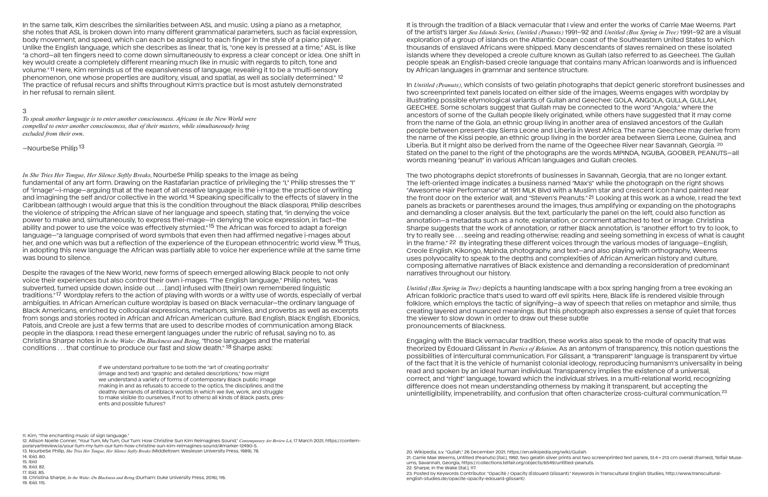In the same talk, Kim describes the similarities between ASL and music. Using a piano as a metaphor, she notes that ASL is broken down into many different grammatical parameters, such as facial expression, body movement, and speed, which can each be assigned to each finger in the style of a piano player. Unlike the English language, which she describes as linear, that is, "one key is pressed at a time," ASL is like "a chord—all ten fingers need to come down simultaneously to express a clear concept or idea. One shift in key would create a completely different meaning much like in music with regards to pitch, tone and volume."[11] Here, Kim reminds us of the expansiveness of language, revealing it to be a "multi-sensory phenomenon, one whose properties are auditory, visual, and spatial, as well as socially determined."[12] The practice of refusal recurs and shifts throughout Kim's practice but is most astutely demonstrated in her refusal to remain silent.

3

*To speak another language is to enter another consciousness. Africans in the New World were compelled to enter another consciousness, that of their masters, while simultaneously being excluded from their own.*

—NourbeSe Philip[13]

*In She Tries Her Tongue, Her Silence Softly Breaks*, NourbeSe Philip speaks to the image as being fundamental of any art form. Drawing on the Rastafarian practice of privileging the "I," Philip stresses the "I" of "image"—i-mage—arguing that at the heart of all creative language is the i-mage: the practice of writing and imagining the self and/or collective in the world.[14] Speaking specifically to the effects of slavery in the Caribbean (although I would argue that this is the condition throughout the Black diaspora), Philip describes the violence of stripping the African slave of her language and speech, stating that, "in denying the voice power to make and, simultaneously, to express thei-mage—in denying the voice expression, in fact—the ability and power to use the voice was effectively stymied."[15] The African was forced to adapt a foreign language—"a language comprised of word symbols that even then had affirmed negative i-mages about her, and one which was but a reflection of the experience of the European ethnocentric world view."[16] Thus, in adopting this new language the African was partially able to voice her experience while at the same time was bound to silence.

Despite the ravages of the New World, new forms of speech emerged allowing Black people to not only voice their experiences but also control their own i-mages. "The English language," Philip notes, "was subverted, turned upside down, inside out . . . [and] infused with [their] own remembered linguistic traditions."[17] Wordplay refers to the action of playing with words or a witty use of words, especially of verbal ambiguities. In African American culture wordplay is based on Black vernacular—the ordinary language of Black Americans, enriched by colloquial expressions, metaphors, similes, and proverbs as well as excerpts from songs and stories rooted in African and African American culture. Bad English, Black English, Ebonics, Patois, and Creole are just a few terms that are used to describe modes of communication among Black people in the diaspora. I read these emergent languages under the rubric of refusal, saying no to, as Christina Sharpe notes in *In the Wake: On Blackness and Being*, "those languages and the material conditions . . . that continue to produce our fast and slow death."[18] Sharpe asks:

> If we understand portraiture to be both the "art of creating portraits" (image and text) and "graphic and detailed descriptions," how might we understand a variety of forms of contemporary Black public image making in and as refusals to accede to the optics, the disciplines, and the deathly demands of antiblack worlds in which we live, work, and struggle to make visible (to ourselves, if not to others) all kinds of Black pasts, presents and possible futures?

It is through the tradition of a Black vernacular that I view and enter the works of Carrie Mae Weems. Part of the artist's larger *Sea Islands Series, Untitled (Peanuts)* 1991–92 and *Untitled (Box Spring in Tree)* 1991–92 are a visual exploration of a group of islands on the Atlantic Ocean coast of the Southeastern United States to which thousands of enslaved Africans were shipped. Many descendants of slaves remained on these isolated islands where they developed a creole culture known as Gullah (also referred to as Geechee). The Gullah people speak an English-based creole language that contains many African loanwords and is influenced by African languages in grammar and sentence structure.

In *Untitled (Peanuts)*, which consists of two gelatin photographs that depict generic storefront businesses and two screenprinted text panels located on either side of the images, Weems engages with wordplay by illustrating possible etymological variants of Gullah and Geechee: GOLA, ANGOLA, GULLA, GULLAH, GEECHEE. Some scholars suggest that Gullah may be connected to the word "Angola," where the ancestors of some of the Gullah people likely originated, while others have suggested that it may come from the name of the Gola, an ethnic group living in another area of enslaved ancestors of the Gullah people between present-day Sierra Leone and Liberia in West Africa. The name Geechee may derive from the name of the Kissi people, an ethnic group living in the border area between Sierra Leone, Guinea, and Liberia. But it might also be derived from the name of the Ogeechee River near Savannah, Georgia.[20] Stated on the panel to the right of the photographs are the words MPINDA, NGUBA, GOOBER, PEANUTS—all words meaning "peanut" in various African languages and Gullah creoles.

The two photographs depict storefronts of businesses in Savannah, Georgia, that are no longer extant. The left-oriented image indicates a business named "Max's" while the photograph on the right shows "Awesome Hair Performance" at 1911 MLK Blvd with a Muslim star and crescent icon hand painted near the front door on the exterior wall, and "Steven's Peanuts."[21] Looking at this work as a whole, I read the text panels as brackets or parentheses around the images, thus amplifying or expanding on the photographs and demanding a closer analysis. But the text, particularly the panel on the left, could also function as annotation—a metadata such as a note, explanation, or comment attached to text or image. Christina Sharpe suggests that the work of annotation, or rather Black annotation, is "another effort to try to look, to try to really see . . . seeing and reading otherwise; reading and seeing something in excess of what is caught in the frame."[22] By integrating these different voices through the various modes of language—English, Creole English, Kikongo, Mpinda, photography, and text—and also playing with orthography, Weems uses polyvocality to speak to the depths and complexities of African American history and culture, composing alternative narratives of Black existence and demanding a reconsideration of predominant narratives throughout our history.

*Untitled (Box Spring in Tree)* depicts a haunting landscape with a box spring hanging from a tree evoking an African folkloric practice that's used to ward off evil spirits. Here, Black life is rendered visible through folklore, which employs the tactic of signifying—a way of speech that relies on metaphor and simile, thus creating layered and nuanced meanings. But this photograph also expresses a sense of quiet that forces the viewer to slow down in order to draw out these subtle pronouncements of Blackness.

Engaging with the Black vernacular tradition, these works also speak to the mode of opacity that was theorized by Édouard Glissant in *Poetics of Relation*. As an antonym of transparency, this notion questions the possibilities of intercultural communication. For Glissant, a "transparent" language is transparent by virtue of the fact that it is the vehicle of humanist colonial ideology, reproducing humanism's universality in being read and spoken by an ideal human individual. Transparency implies the existence of a universal, correct, and "right" language, toward which the individual strives. In a multi-relational world, recognizing difference does not mean understanding otherness by making it transparent, but accepting the unintelligibility, impenetrability, and confusion that often characterize cross-cultural communication.[23]

---

11. Kim, "The enchanting music of sign language."
12. Allison Noelle Conner, "Your Turn, My Turn, Our Turn: How Christine Sun Kim Reimagines Sound," *Contemporary Art Review LA*, 17 March 2021, https://contemporaryartreview.la/your-turn-my-turn-our-turn-how-christine-sun-kim-reimagines-sound/#marker-12490-5.
13. NourbeSe Philip, *She Tries Her Tongue, Her Silence Softly Breaks* (Middletown: Wesleyan University Press, 1989), 78.
14. Ibid. 80.
15. Ibid
16. Ibid. 82.
17. Ibid. 85.
18. Christina Sharpe, *In the Wake: On Blackness and Being* (Durham: Duke University Press, 2016), 116.
19. Ibid. 115.
20. Wikipedia, s.v. "Gullah," 26 December 2021, https://en.wikipedia.org/wiki/Gullah.
21. Carrie Mae Weems, Untitled (Peanuts) [ital.], 1992, two gelatin silver prints and two screenprinted text panels, 51.4 × 213 cm overall (framed), Telfair Museums, Savannah, Georgia, https://collections.telfair.org/objects/6549/untitled-peanuts.
22. Sharpe, In the Wake [ital.], 117.
23. Posted by Keywords Contributor. "Opacité / Opacity (Édouard Glissant)." Keywords in Transcultural English Studies, http://www.transcultural-english-studies.de/opacite-opacity-edouard-glissant/.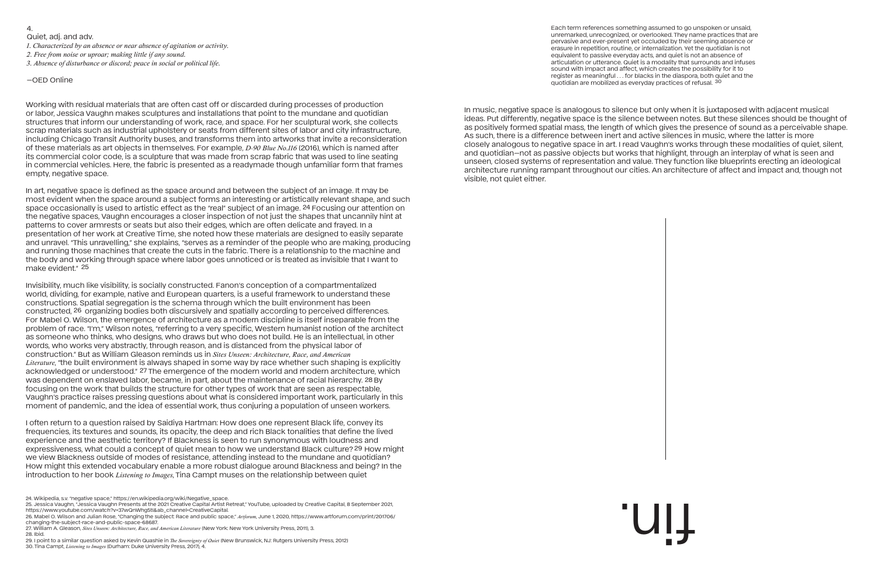## 4.

Quiet, adj. and adv.

*1. Characterized by an absence or near absence of agitation or activity.*
*2. Free from noise or uproar; making little if any sound.*
*3. Absence of disturbance or discord; peace in social or political life.*

—OED Online

Working with residual materials that are often cast off or discarded during processes of production or labor, Jessica Vaughn makes sculptures and installations that point to the mundane and quotidian structures that inform our understanding of work, race, and space. For her sculptural work, she collects scrap materials such as industrial upholstery or seats from different sites of labor and city infrastructure, including Chicago Transit Authority buses, and transforms them into artworks that invite a reconsideration of these materials as art objects in themselves. For example, *D-90 Blue No.116* (2016), which is named after its commercial color code, is a sculpture that was made from scrap fabric that was used to line seating in commercial vehicles. Here, the fabric is presented as a readymade though unfamiliar form that frames empty, negative space.

In art, negative space is defined as the space around and between the subject of an image. It may be most evident when the space around a subject forms an interesting or artistically relevant shape, and such space occasionally is used to artistic effect as the "real" subject of an image. [24] Focusing our attention on the negative spaces, Vaughn encourages a closer inspection of not just the shapes that uncannily hint at patterns to cover armrests or seats but also their edges, which are often delicate and frayed. In a presentation of her work at Creative Time, she noted how these materials are designed to easily separate and unravel. "This unravelling," she explains, "serves as a reminder of the people who are making, producing and running those machines that create the cuts in the fabric. There is a relationship to the machine and the body and working through space where labor goes unnoticed or is treated as invisible that I want to make evident." [25]

Invisibility, much like visibility, is socially constructed. Fanon's conception of a compartmentalized world, dividing, for example, native and European quarters, is a useful framework to understand these constructions. Spatial segregation is the schema through which the built environment has been constructed, [26] organizing bodies both discursively and spatially according to perceived differences. For Mabel O. Wilson, the emergence of architecture as a modern discipline is itself inseparable from the problem of race. "I'm," Wilson notes, "referring to a very specific, Western humanist notion of the architect as someone who thinks, who designs, who draws but who does not build. He is an intellectual, in other words, who works very abstractly, through reason, and is distanced from the physical labor of construction." But as William Gleason reminds us in *Sites Unseen: Architecture, Race, and American Literature*, "the built environment is always shaped in some way by race whether such shaping is explicitly acknowledged or understood." [27] The emergence of the modern world and modern architecture, which was dependent on enslaved labor, became, in part, about the maintenance of racial hierarchy. [28] By focusing on the work that builds the structure for other types of work that are seen as respectable, Vaughn's practice raises pressing questions about what is considered important work, particularly in this moment of pandemic, and the idea of essential work, thus conjuring a population of unseen workers.

I often return to a question raised by Saidiya Hartman: How does one represent Black life, convey its frequencies, its textures and sounds, its opacity, the deep and rich Black tonalities that define the lived experience and the aesthetic territory? If Blackness is seen to run synonymous with loudness and expressiveness, what could a concept of quiet mean to how we understand Black culture? [29] How might we view Blackness outside of modes of resistance, attending instead to the mundane and quotidian? How might this extended vocabulary enable a more robust dialogue around Blackness and being? In the introduction to her book *Listening to Images*, Tina Campt muses on the relationship between quiet

> Each term references something assumed to go unspoken or unsaid, unremarked, unrecognized, or overlooked. They name practices that are pervasive and ever-present yet occluded by their seeming absence or erasure in repetition, routine, or internalization. Yet the quotidian is not equivalent to passive everyday acts, and quiet is not an absence of articulation or utterance. Quiet is a modality that surrounds and infuses sound with impact and affect, which creates the possibility for it to register as meaningful . . . for blacks in the diaspora, both quiet and the quotidian are mobilized as everyday practices of refusal. [30]

In music, negative space is analogous to silence but only when it is juxtaposed with adjacent musical ideas. Put differently, negative space is the silence between notes. But these silences should be thought of as positively formed spatial mass, the length of which gives the presence of sound as a perceivable shape. As such, there is a difference between inert and active silences in music, where the latter is more closely analogous to negative space in art. I read Vaughn's works through these modalities of quiet, silent, and quotidian—not as passive objects but works that highlight, through an interplay of what is seen and unseen, closed systems of representation and value. They function like blueprints erecting an ideological architecture running rampant throughout our cities. An architecture of affect and impact and, though not visible, not quiet either.

fin.

24. Wikipedia, s.v. "negative space," https://en.wikipedia.org/wiki/Negative_space.
25. Jessica Vaughn, "Jessica Vaughn Presents at the 2021 Creative Capital Artist Retreat," YouTube, uploaded by Creative Capital, 8 September 2021, https://www.youtube.com/watch?v=37wQnWhg5tI&ab_channel=CreativeCapital.
26. Mabel O. Wilson and Julian Rose, "Changing the subject: Race and public space," *Artforum*, June 1, 2020, https://www.artforum.com/print/201706/changing-the-subject-race-and-public-space-68687.
27. William A. Gleason, *Sites Unseen: Architecture, Race, and American Literature* (New York: New York University Press, 2011), 3.
28. Ibid.
29. I point to a similar question asked by Kevin Quashie in *The Sovereignty of Quiet* (New Brunswick, NJ: Rutgers University Press, 2012)
30. Tina Campt, *Listening to Images* (Durham: Duke University Press, 2017), 4.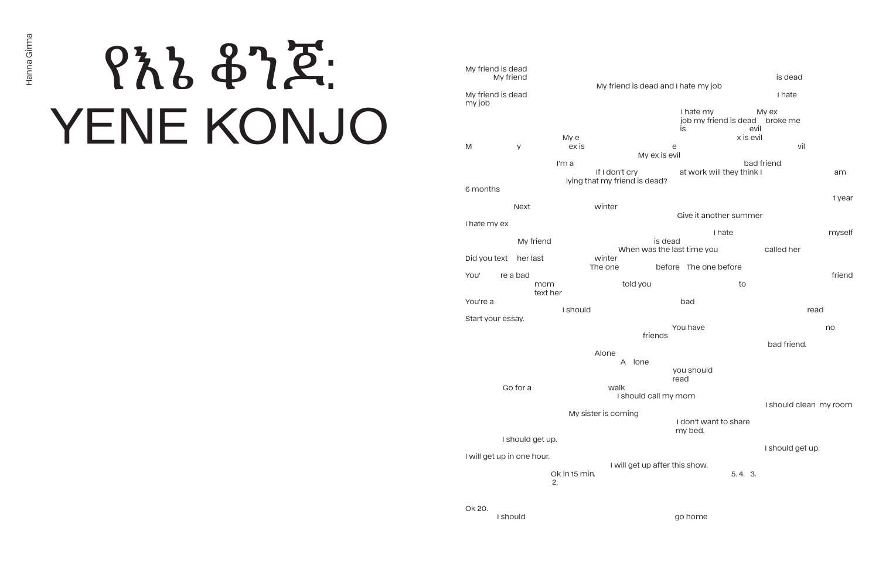Hanna Girma

# የእኔ ቆንጆ: YENE KONJO

My friend is dead
My friend is dead
My friend is dead and I hate my job
My friend is dead I hate
my job
I hate my My ex
job my friend is dead broke me
is evil
My e x is evil
M y ex is e vil
My ex is evil
I'm a bad friend
If I don't cry at work will they think I am
lying that my friend is dead?
6 months
1 year
Next winter
Give it another summer
I hate my ex
I hate myself
My friend is dead
When was the last time you called her
Did you text her last winter
The one before The one before
You' re a bad friend
mom told you to
text her
You're a bad
I should read
Start your essay.
You have no
friends
bad friend.
Alone
A lone
you should
read
Go for a walk
I should call my mom
I should clean my room
My sister is coming
I don't want to share
my bed.
I should get up.
I should get up.
I will get up in one hour.
I will get up after this show.
Ok in 15 min. 5. 4. 3.
2.

Ok 20.
I should go home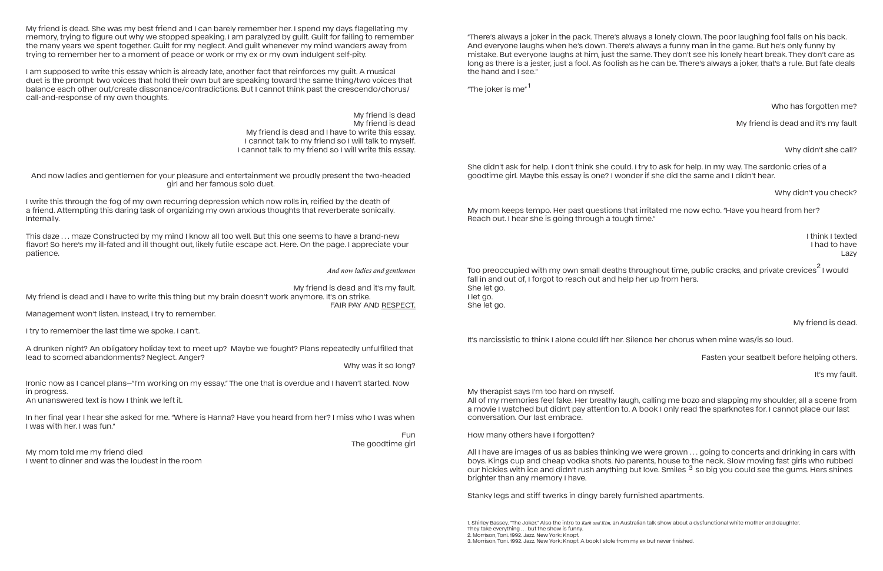My friend is dead. She was my best friend and I can barely remember her. I spend my days flagellating my memory, trying to figure out why we stopped speaking. I am paralyzed by guilt. Guilt for failing to remember the many years we spent together. Guilt for my neglect. And guilt whenever my mind wanders away from trying to remember her to a moment of peace or work or my ex or my own indulgent self-pity.

I am supposed to write this essay which is already late, another fact that reinforces my guilt. A musical duet is the prompt: two voices that hold their own but are speaking toward the same thing/two voices that balance each other out/create dissonance/contradictions. But I cannot think past the crescendo/chorus/call-and-response of my own thoughts.

My friend is dead  
My friend is dead  
My friend is dead and I have to write this essay.  
I cannot talk to my friend so I will talk to myself.  
I cannot talk to my friend so I will write this essay.

And now ladies and gentlemen for your pleasure and entertainment we proudly present the two-headed girl and her famous solo duet.

I write this through the fog of my own recurring depression which now rolls in, reified by the death of a friend. Attempting this daring task of organizing my own anxious thoughts that reverberate sonically. Internally.

This daze . . . maze Constructed by my mind I know all too well. But this one seems to have a brand-new flavor! So here's my ill-fated and ill thought out, likely futile escape act. Here. On the page. I appreciate your patience.

*And now ladies and gentlemen*

My friend is dead and it's my fault.

My friend is dead and I have to write this thing but my brain doesn't work anymore. It's on strike.

FAIR PAY AND <u>RESPECT.</u>

Management won't listen. Instead, I try to remember.

I try to remember the last time we spoke. I can't.

A drunken night? An obligatory holiday text to meet up? Maybe we fought? Plans repeatedly unfulfilled that lead to scorned abandonments? Neglect. Anger?

Why was it so long?

Ironic now as I cancel plans—"I'm working on my essay." The one that is overdue and I haven't started. Now in progress.  
An unanswered text is how I think we left it.

In her final year I hear she asked for me. "Where is Hanna? Have you heard from her? I miss who I was when I was with her. I was fun."

Fun  
The goodtime girl

My mom told me my friend died  
I went to dinner and was the loudest in the room

"There's always a joker in the pack. There's always a lonely clown. The poor laughing fool falls on his back. And everyone laughs when he's down. There's always a funny man in the game. But he's only funny by mistake. But everyone laughs at him, just the same. They don't see his lonely heart break. They don't care as long as there is a jester, just a fool. As foolish as he can be. There's always a joker, that's a rule. But fate deals the hand and I see."

"The joker is me"[1]

Who has forgotten me?

My friend is dead and it's my fault

Why didn't she call?

She didn't ask for help. I don't think she could. I try to ask for help. In my way. The sardonic cries of a goodtime girl. Maybe this essay is one? I wonder if she did the same and I didn't hear.

Why didn't you check?

My mom keeps tempo. Her past questions that irritated me now echo. "Have you heard from her? Reach out. I hear she is going through a tough time."

I think I texted  
I had to have  
Lazy

Too preoccupied with my own small deaths throughout time, public cracks, and private crevices[2] I would fall in and out of, I forgot to reach out and help her up from hers.  
She let go.  
I let go.  
She let go.

My friend is dead.

It's narcissistic to think I alone could lift her. Silence her chorus when mine was/is so loud.

Fasten your seatbelt before helping others.

It's my fault.

My therapist says I'm too hard on myself.  
All of my memories feel fake. Her breathy laugh, calling me bozo and slapping my shoulder, all a scene from a movie I watched but didn't pay attention to. A book I only read the sparknotes for. I cannot place our last conversation. Our last embrace.

How many others have I forgotten?

All I have are images of us as babies thinking we were grown . . . going to concerts and drinking in cars with boys. Kings cup and cheap vodka shots. No parents, house to the neck. Slow moving fast girls who rubbed our hickies with ice and didn't rush anything but love. Smiles [3] so big you could see the gums. Hers shines brighter than any memory I have.

Stanky legs and stiff twerks in dingy barely furnished apartments.

1. Shirley Bassey, "The Joker." Also the intro to *Kath and Kim*, an Australian talk show about a dysfunctional white mother and daughter. They take everything . . . but the show is funny.
2. Morrison, Toni. 1992. Jazz. New York: Knopf.
3. Morrison, Toni. 1992. Jazz. New York: Knopf. A book I stole from my ex but never finished.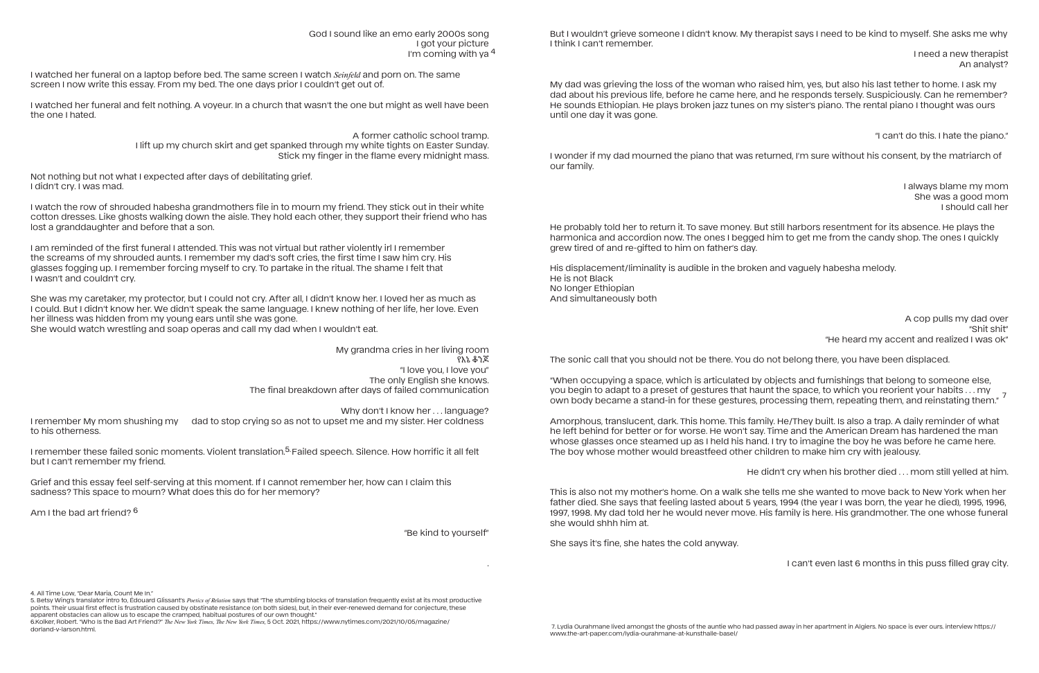God I sound like an emo early 2000s song
I got your picture
I'm coming with ya [4]

I watched her funeral on a laptop before bed. The same screen I watch *Seinfeld* and porn on. The same screen I now write this essay. From my bed. The one days prior I couldn't get out of.

I watched her funeral and felt nothing. A voyeur. In a church that wasn't the one but might as well have been the one I hated.

A former catholic school tramp.
I lift up my church skirt and get spanked through my white tights on Easter Sunday.
Stick my finger in the flame every midnight mass.

Not nothing but not what I expected after days of debilitating grief.
I didn't cry. I was mad.

I watch the row of shrouded habesha grandmothers file in to mourn my friend. They stick out in their white cotton dresses. Like ghosts walking down the aisle. They hold each other, they support their friend who has lost a granddaughter and before that a son.

I am reminded of the first funeral I attended. This was not virtual but rather violently irl I remember the screams of my shrouded aunts. I remember my dad's soft cries, the first time I saw him cry. His glasses fogging up. I remember forcing myself to cry. To partake in the ritual. The shame I felt that I wasn't and couldn't cry.

She was my caretaker, my protector, but I could not cry. After all, I didn't know her. I loved her as much as I could. But I didn't know her. We didn't speak the same language. I knew nothing of her life, her love. Even her illness was hidden from my young ears until she was gone.
She would watch wrestling and soap operas and call my dad when I wouldn't eat.

My grandma cries in her living room
የእኔ ቆንጆ
"I love you, I love you"
The only English she knows.
The final breakdown after days of failed communication

Why don't I know her . . . language?

I remember My mom shushing my dad to stop crying so as not to upset me and my sister. Her coldness to his otherness.

I remember these failed sonic moments. Violent translation.[5] Failed speech. Silence. How horrific it all felt but I can't remember my friend.

Grief and this essay feel self-serving at this moment. If I cannot remember her, how can I claim this sadness? This space to mourn? What does this do for her memory?

Am I the bad art friend? [6]

"Be kind to yourself"

.

But I wouldn't grieve someone I didn't know. My therapist says I need to be kind to myself. She asks me why I think I can't remember.

I need a new therapist
An analyst?

My dad was grieving the loss of the woman who raised him, yes, but also his last tether to home. I ask my dad about his previous life, before he came here, and he responds tersely. Suspiciously. Can he remember? He sounds Ethiopian. He plays broken jazz tunes on my sister's piano. The rental piano I thought was ours until one day it was gone.

"I can't do this. I hate the piano."

I wonder if my dad mourned the piano that was returned, I'm sure without his consent, by the matriarch of our family.

I always blame my mom
She was a good mom
I should call her

He probably told her to return it. To save money. But still harbors resentment for its absence. He plays the harmonica and accordion now. The ones I begged him to get me from the candy shop. The ones I quickly grew tired of and re-gifted to him on father's day.

His displacement/liminality is audible in the broken and vaguely habesha melody.
He is not Black
No longer Ethiopian
And simultaneously both

A cop pulls my dad over
"Shit shit"
"He heard my accent and realized I was ok"

The sonic call that you should not be there. You do not belong there, you have been displaced.

"When occupying a space, which is articulated by objects and furnishings that belong to someone else, you begin to adapt to a preset of gestures that haunt the space, to which you reorient your habits . . . my own body became a stand-in for these gestures, processing them, repeating them, and reinstating them." [7]

Amorphous, translucent, dark. This home. This family. He/They built. Is also a trap. A daily reminder of what he left behind for better or for worse. He won't say. Time and the American Dream has hardened the man whose glasses once steamed up as I held his hand. I try to imagine the boy he was before he came here. The boy whose mother would breastfeed other children to make him cry with jealousy.

He didn't cry when his brother died . . . mom still yelled at him.

This is also not my mother's home. On a walk she tells me she wanted to move back to New York when her father died. She says that feeling lasted about 5 years, 1994 (the year I was born, the year he died), 1995, 1996, 1997, 1998. My dad told her he would never move. His family is here. His grandmother. The one whose funeral she would shhh him at.

She says it's fine, she hates the cold anyway.

I can't even last 6 months in this puss filled gray city.

4. All Time Low, "Dear Maria, Count Me In."
5. Betsy Wing's translator intro to, Édouard Glissant's *Poetics of Relation* says that "The stumbling blocks of translation frequently exist at its most productive points. Their usual first effect is frustration caused by obstinate resistance (on both sides), but, in their ever-renewed demand for conjecture, these apparent obstacles can allow us to escape the cramped, habitual postures of our own thought."
6. Kolker, Robert. "Who Is the Bad Art Friend?" *The New York Times, The New York Times*, 5 Oct. 2021, https://www.nytimes.com/2021/10/05/magazine/dorland-v-larson.html.
7. Lydia Ourahmane lived amongst the ghosts of the auntie who had passed away in her apartment in Algiers. No space is ever ours. interview https://www.the-art-paper.com/lydia-ourahmane-at-kunsthalle-basel/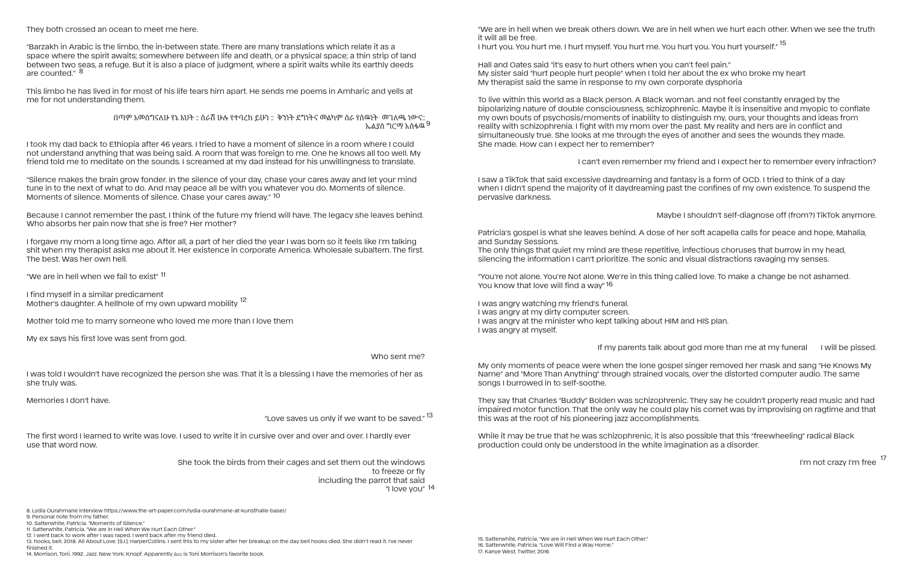They both crossed an ocean to meet me here.

"Barzakh in Arabic is the limbo, the in-between state. There are many translations which relate it as a space where the spirit awaits; somewhere between life and death, or a physical space; a thin strip of land between two seas, a refuge. But it is also a place of judgment, where a spirit waits while its earthly deeds are counted." [8]

This limbo he has lived in for most of his life tears him apart. He sends me poems in Amharic and yells at me for not understanding them.

በጣም አመሰግናለሁ የኔ እህት ። ስራሽ ሁሉ የተባረከ ይሁን ። ቅንነት ደግነትና መልካም ስራ የሰዉነት መገለጫ ነውና።
ኤልያስ ግርማ እሰፋዉ [9]

I took my dad back to Ethiopia after 46 years. I tried to have a moment of silence in a room where I could not understand anything that was being said. A room that was foreign to me. One he knows all too well. My friend told me to meditate on the sounds. I screamed at my dad instead for his unwillingness to translate.

"Silence makes the brain grow fonder. In the silence of your day, chase your cares away and let your mind tune in to the next of what to do. And may peace all be with you whatever you do. Moments of silence. Moments of silence. Chase your cares away." [10]

Because I cannot remember the past, I think of the future my friend will have. The legacy she leaves behind. Who absorbs her pain now that she is free? Her mother?

I forgave my mom a long time ago. After all, a part of her died the year I was born so it feels like I'm talking shit when my therapist asks me about it. Her existence in corporate America. Wholesale subaltern. The first. The best. Was her own hell.

"We are in hell when we fail to exist" [11]

I find myself in a similar predicament
Mother's daughter. A hellhole of my own upward mobility [12]

Mother told me to marry someone who loved me more than I love them

My ex says his first love was sent from god.

Who sent me?

I was told I wouldn't have recognized the person she was. That it is a blessing I have the memories of her as she truly was.

Memories I don't have.

"Love saves us only if we want to be saved." [13]

The first word I learned to write was love. I used to write it in cursive over and over and over. I hardly ever use that word now.

She took the birds from their cages and set them out the windows
to freeze or fly
including the parrot that said
"I love you" [14]

"We are in hell when we break others down. We are in hell when we hurt each other. When we see the truth it will all be free.
I hurt you. You hurt me. I hurt myself. You hurt me. You hurt you. You hurt yourself." [15]

Hall and Oates said "it's easy to hurt others when you can't feel pain."
My sister said "hurt people hurt people" when I told her about the ex who broke my heart
My therapist said the same in response to my own corporate dysphoria

To live within this world as a Black person. A Black woman. and not feel constantly enraged by the bipolarizing nature of double consciousness, schizophrenic. Maybe it is insensitive and myopic to conflate my own bouts of psychosis/moments of inability to distinguish my, ours, your thoughts and ideas from reality with schizophrenia. I fight with my mom over the past. My reality and hers are in conflict and simultaneously true. She looks at me through the eyes of another and sees the wounds they made. She made. How can I expect her to remember?

I can't even remember my friend and I expect her to remember every infraction?

I saw a TikTok that said excessive daydreaming and fantasy is a form of OCD. I tried to think of a day when I didn't spend the majority of it daydreaming past the confines of my own existence. To suspend the pervasive darkness.

Maybe I shouldn't self-diagnose off (from?) TikTok anymore.

Patricia's gospel is what she leaves behind. A dose of her soft acapella calls for peace and hope, Mahalia, and Sunday Sessions.
The only things that quiet my mind are these repetitive, infectious choruses that burrow in my head, silencing the information I can't prioritize. The sonic and visual distractions ravaging my senses.

"You're not alone. You're Not alone. We're in this thing called love. To make a change be not ashamed. You know that love will find a way" [16]

I was angry watching my friend's funeral.
I was angry at my dirty computer screen.
I was angry at the minister who kept talking about HIM and HIS plan.
I was angry at myself.

If my parents talk about god more than me at my funeral I will be pissed.

My only moments of peace were when the lone gospel singer removed her mask and sang "He Knows My Name" and "More Than Anything" through strained vocals, over the distorted computer audio. The same songs I burrowed in to self-soothe.

They say that Charles "Buddy" Bolden was schizophrenic. They say he couldn't properly read music and had impaired motor function. That the only way he could play his cornet was by improvising on ragtime and that this was at the root of his pioneering jazz accomplishments.

While it may be true that he was schizophrenic, it is also possible that this "freewheeling" radical Black production could only be understood in the white imagination as a disorder.

I'm not crazy I'm free [17]

8. Lydia Ourahmane interview https://www.the-art-paper.com/lydia-ourahmane-at-kunsthalle-basel/
9. Personal note from my father.
10. Satterwhite, Patricia. "Moments of Silence."
11. Satterwhite, Patricia. "We are in Hell When We Hurt Each Other."
12. I went back to work after I was raped. I went back after my friend died.
13. hooks, bell. 2018. All About Love. [S.l.]: HarperCollins. I sent this to my sister after her breakup on the day bell hooks died. She didn't read it. I've never finished it.
14. Morrison, Toni. 1992. Jazz. New York: Knopf. Apparently *Jazz* is Toni Morrison's favorite book.
15. Satterwhite, Patricia. "We are in Hell When We Hurt Each Other."
16. Satterwhite, Patricia. "Love Will Find a Way Home."
17. Kanye West, Twitter, 2016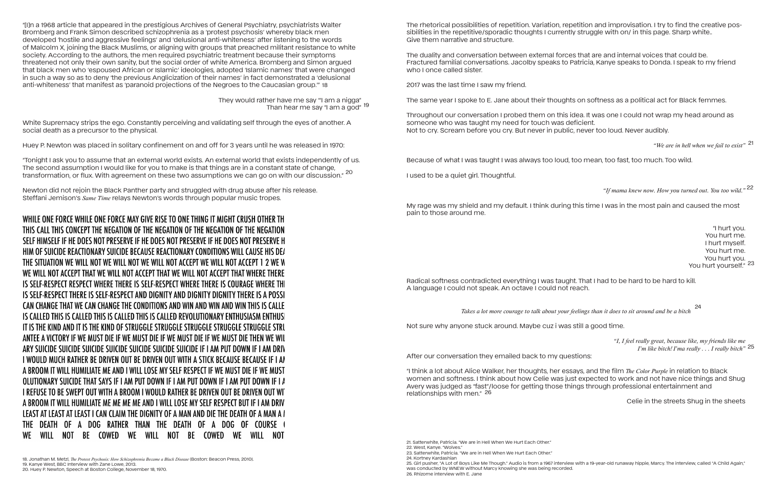"[I]n a 1968 article that appeared in the prestigious Archives of General Psychiatry, psychiatrists Walter Bromberg and Frank Simon described schizophrenia as a 'protest psychosis' whereby black men developed 'hostile and aggressive feelings' and 'delusional anti-whiteness' after listening to the words of Malcolm X, joining the Black Muslims, or aligning with groups that preached militant resistance to white society. According to the authors, the men required psychiatric treatment because their symptoms threatened not only their own sanity, but the social order of white America. Bromberg and Simon argued that black men who 'espoused African or Islamic' ideologies, adopted 'Islamic names' that were changed in such a way so as to deny 'the previous Anglicization of their names' in fact demonstrated a 'delusional anti-whiteness' that manifest as 'paranoid projections of the Negroes to the Caucasian group.'" 18

They would rather have me say "'I am a nigga"
Than hear me say "I am a god" [19]

White Supremacy strips the ego. Constantly perceiving and validating self through the eyes of another. A social death as a precursor to the physical.

Huey P. Newton was placed in solitary confinement on and off for 3 years until he was released in 1970:

"Tonight I ask you to assume that an external world exists. An external world that exists independently of us. The second assumption I would like for you to make is that things are in a constant state of change, transformation, or flux. With agreement on these two assumptions we can go on with our discussion." [20]

Newton did not rejoin the Black Panther party and struggled with drug abuse after his release. Steffani Jemison's *Same Time* relays Newton's words through popular music tropes.

WHILE ONE FORCE WHILE ONE FORCE MAY GIVE RISE TO ONE THING IT MIGHT CRUSH OTHER TH
THIS CALL THIS CONCEPT THE NEGATION OF THE NEGATION OF THE NEGATION OF THE NEGATION
SELF HIMSELF IF HE DOES NOT PRESERVE IF HE DOES NOT PRESERVE IF HE DOES NOT PRESERVE H
HIM OF SUICIDE REACTIONARY SUICIDE BECAUSE REACTIONARY CONDITIONS WILL CAUSE HIS DEA
THE SITUATION WE WILL NOT WE WILL NOT WE WILL NOT ACCEPT WE WILL NOT ACCEPT 1 2 WE W
WE WILL NOT ACCEPT THAT WE WILL NOT ACCEPT THAT WE WILL NOT ACCEPT THAT WHERE THERE
IS SELF-RESPECT RESPECT WHERE THERE IS SELF-RESPECT WHERE THERE IS COURAGE WHERE THI
IS SELF-RESPECT THERE IS SELF-RESPECT AND DIGNITY AND DIGNITY DIGNITY THERE IS A POSSI
CAN CHANGE THAT WE CAN CHANGE THE CONDITIONS AND WIN AND WIN AND WIN THIS IS CALLE
IS CALLED THIS IS CALLED THIS IS CALLED THIS IS CALLED REVOLUTIONARY ENTHUSIASM ENTHUSI
IT IS THE KIND AND IT IS THE KIND OF STRUGGLE STRUGGLE STRUGGLE STRUGGLE STRUGGLE STRU
ANTEE A VICTORY IF WE MUST DIE IF WE MUST DIE IF WE MUST DIE IF WE MUST DIE THEN WE WIL
ARY SUICIDE SUICIDE SUICIDE SUICIDE SUICIDE SUICIDE SUICIDE IF I AM PUT DOWN IF I AM DRIV
I WOULD MUCH RATHER BE DRIVEN OUT BE DRIVEN OUT WITH A STICK BECAUSE BECAUSE IF I AM
A BROOM IT WILL HUMILIATE ME AND I WILL LOSE MY SELF RESPECT IF WE MUST DIE IF WE MUST
OLUTIONARY SUICIDE THAT SAYS IF I AM PUT DOWN IF I AM PUT DOWN IF I AM PUT DOWN IF I A
I REFUSE TO BE SWEPT OUT WITH A BROOM I WOULD RATHER BE DRIVEN OUT BE DRIVEN OUT WIT
A BROOM IT WILL HUMILIATE ME ME ME ME AND I WILL LOSE MY SELF RESPECT BUT IF I AM DRIV
LEAST AT LEAST AT LEAST I CAN CLAIM THE DIGNITY OF A MAN AND DIE THE DEATH OF A MAN A I
THE DEATH OF A DOG RATHER THAN THE DEATH OF A DOG OF COURSE (
WE WILL NOT BE COWED WE WILL NOT BE COWED WE WILL NOT

18. Jonathan M. Metzl, *The Protest Psychosis: How Schizophrenia Became a Black Disease* (Boston: Beacon Press, 2010).
19. Kanye West, BBC Interview with Zane Lowe, 2013.
20. Huey P. Newton, Speech at Boston College, November 18, 1970.

The rhetorical possibilities of repetition. Variation, repetition and improvisation. I try to find the creative possibilities in the repetitive/sporadic thoughts I currently struggle with on/ in this page. Sharp white.. Give them narrative and structure.

The duality and conversation between external forces that are and internal voices that could be. Fractured familial conversations. Jacolby speaks to Patricia, Kanye speaks to Donda. I speak to my friend who I once called sister.

2017 was the last time I saw my friend.

The same year I spoke to E. Jane about their thoughts on softness as a political act for Black femmes.

Throughout our conversation I probed them on this idea. It was one I could not wrap my head around as someone who was taught my need for touch was deficient.
Not to cry. Scream before you cry. But never in public, never too loud. Never audibly.

*"We are in hell when we fail to exist"* [21]

Because of what I was taught I was always too loud, too mean, too fast, too much. Too wild.

I used to be a quiet girl. Thoughtful.

*"If mama knew now. How you turned out. You too wild."* [22]

My rage was my shield and my default. I think during this time I was in the most pain and caused the most pain to those around me.

"I hurt you.
You hurt me.
I hurt myself.
You hurt me.
You hurt you.
You hurt yourself." [23]

Radical softness contradicted everything I was taught. That I had to be hard to be hard to kill.
A language I could not speak. An octave I could not reach.

*Takes a lot more courage to talk about your feelings than it does to sit around and be a bitch* [24]

Not sure why anyone stuck around. Maybe cuz i was still a good time.

*"I, I feel really great, because like, my friends like me
I'm like bitch! I'ma really . . . I really bitch"* [25]

After our conversation they emailed back to my questions:

"I think a lot about Alice Walker, her thoughts, her essays, and the film *The Color Purple* in relation to Black women and softness. I think about how Celie was just expected to work and not have nice things and Shug Avery was judged as "fast"/loose for getting those things through professional entertainment and relationships with men." [26]

Celie in the streets Shug in the sheets

21. Satterwhite, Patricia. "We are in Hell When We Hurt Each Other."
22. West, Kanye. "Wolves."
23. Satterwhite, Patricia. "We are in Hell When We Hurt Each Other."
24. Kortney Kardashian
25. Girl pusher, "A Lot of Boys Like Me Though." Audio is from a 1967 interview with a 19-year-old runaway hippie, Marcy. The interview, called "A Child Again," was conducted by WNEW without Marcy knowing she was being recorded.
26. Rhizome interview with E. Jane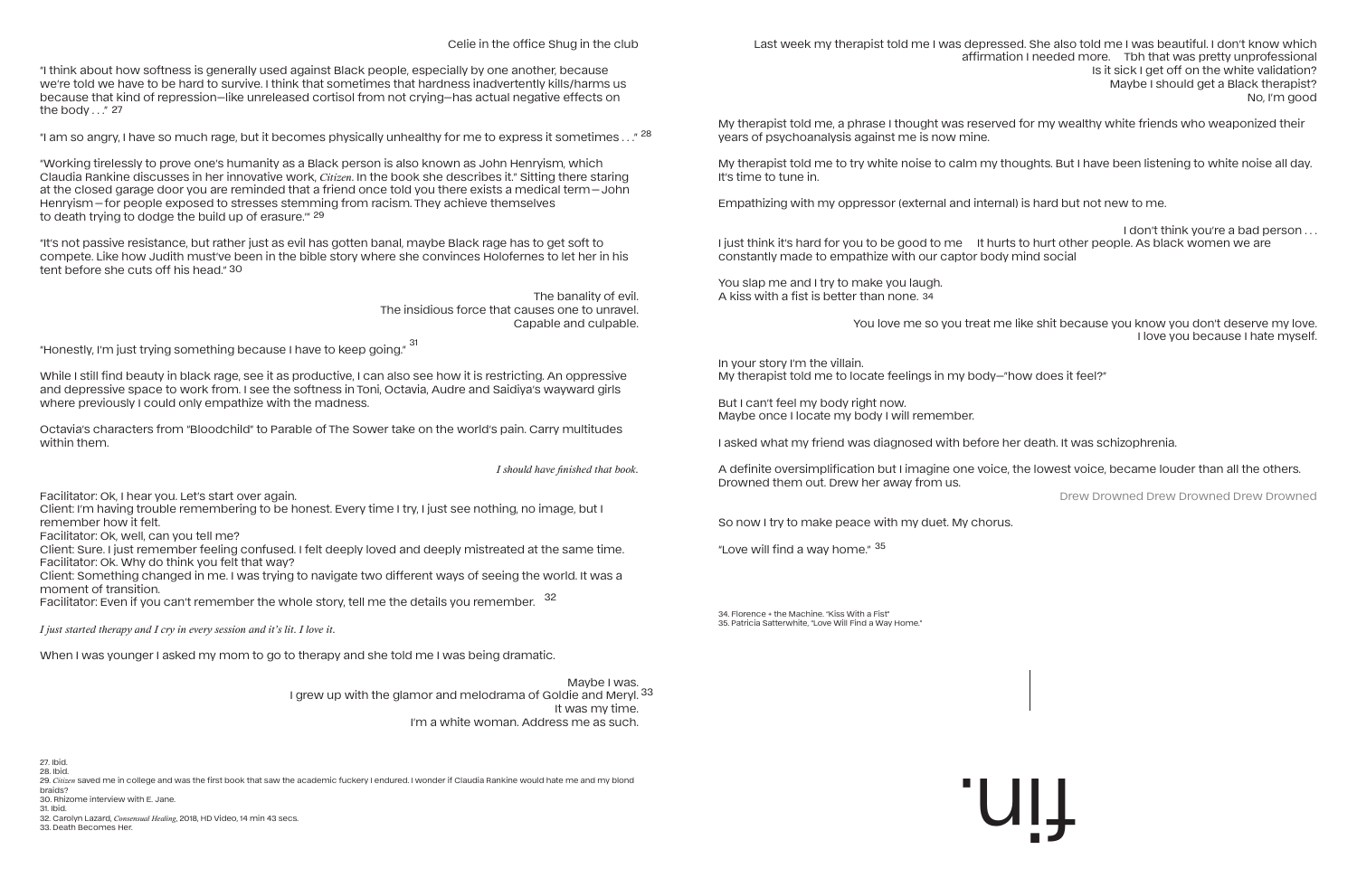Celie in the office Shug in the club

"I think about how softness is generally used against Black people, especially by one another, because we're told we have to be hard to survive. I think that sometimes that hardness inadvertently kills/harms us because that kind of repression—like unreleased cortisol from not crying—has actual negative effects on the body . . ." [27]

"I am so angry, I have so much rage, but it becomes physically unhealthy for me to express it sometimes . . ." [28]

"Working tirelessly to prove one's humanity as a Black person is also known as John Henryism, which Claudia Rankine discusses in her innovative work, *Citizen*. In the book she describes it." Sitting there staring at the closed garage door you are reminded that a friend once told you there exists a medical term—John Henryism—for people exposed to stresses stemming from racism. They achieve themselves to death trying to dodge the build up of erasure.'" [29]

"It's not passive resistance, but rather just as evil has gotten banal, maybe Black rage has to get soft to compete. Like how Judith must've been in the bible story where she convinces Holofernes to let her in his tent before she cuts off his head." [30]

The banality of evil.
The insidious force that causes one to unravel.
Capable and culpable.

"Honestly, I'm just trying something because I have to keep going." [31]

While I still find beauty in black rage, see it as productive, I can also see how it is restricting. An oppressive and depressive space to work from. I see the softness in Toni, Octavia, Audre and Saidiya's wayward girls where previously I could only empathize with the madness.

Octavia's characters from "Bloodchild" to Parable of The Sower take on the world's pain. Carry multitudes within them.

*I should have finished that book.*

Facilitator: Ok, I hear you. Let's start over again.
Client: I'm having trouble remembering to be honest. Every time I try, I just see nothing, no image, but I remember how it felt.
Facilitator: Ok, well, can you tell me?
Client: Sure. I just remember feeling confused. I felt deeply loved and deeply mistreated at the same time.
Facilitator: Ok. Why do think you felt that way?
Client: Something changed in me. I was trying to navigate two different ways of seeing the world. It was a moment of transition.
Facilitator: Even if you can't remember the whole story, tell me the details you remember. [32]

*I just started therapy and I cry in every session and it's lit. I love it.*

When I was younger I asked my mom to go to therapy and she told me I was being dramatic.

Maybe I was.
I grew up with the glamor and melodrama of Goldie and Meryl. [33]
It was my time.
I'm a white woman. Address me as such.

27. Ibid.
28. Ibid.
29. *Citizen* saved me in college and was the first book that saw the academic fuckery I endured. I wonder if Claudia Rankine would hate me and my blond braids?
30. Rhizome interview with E. Jane.
31. Ibid.
32. Carolyn Lazard, *Consensual Healing*, 2018, HD Video, 14 min 43 secs.
33. Death Becomes Her.

Last week my therapist told me I was depressed. She also told me I was beautiful. I don't know which affirmation I needed more. Tbh that was pretty unprofessional
Is it sick I get off on the white validation?
Maybe I should get a Black therapist?
No, I'm good

My therapist told me, a phrase I thought was reserved for my wealthy white friends who weaponized their years of psychoanalysis against me is now mine.

My therapist told me to try white noise to calm my thoughts. But I have been listening to white noise all day. It's time to tune in.

Empathizing with my oppressor (external and internal) is hard but not new to me.

I don't think you're a bad person . . .
I just think it's hard for you to be good to me It hurts to hurt other people. As black women we are constantly made to empathize with our captor body mind social

You slap me and I try to make you laugh.
A kiss with a fist is better than none. [34]

You love me so you treat me like shit because you know you don't deserve my love.
I love you because I hate myself.

In your story I'm the villain.
My therapist told me to locate feelings in my body—"how does it feel?"

But I can't feel my body right now.
Maybe once I locate my body I will remember.

I asked what my friend was diagnosed with before her death. It was schizophrenia.

A definite oversimplification but I imagine one voice, the lowest voice, became louder than all the others. Drowned them out. Drew her away from us.

Drew Drowned Drew Drowned Drew Drowned

So now I try to make peace with my duet. My chorus.

"Love will find a way home." [35]

34. Florence + the Machine. "Kiss With a Fist"
35. Patricia Satterwhite, "Love Will Find a Way Home."

fin.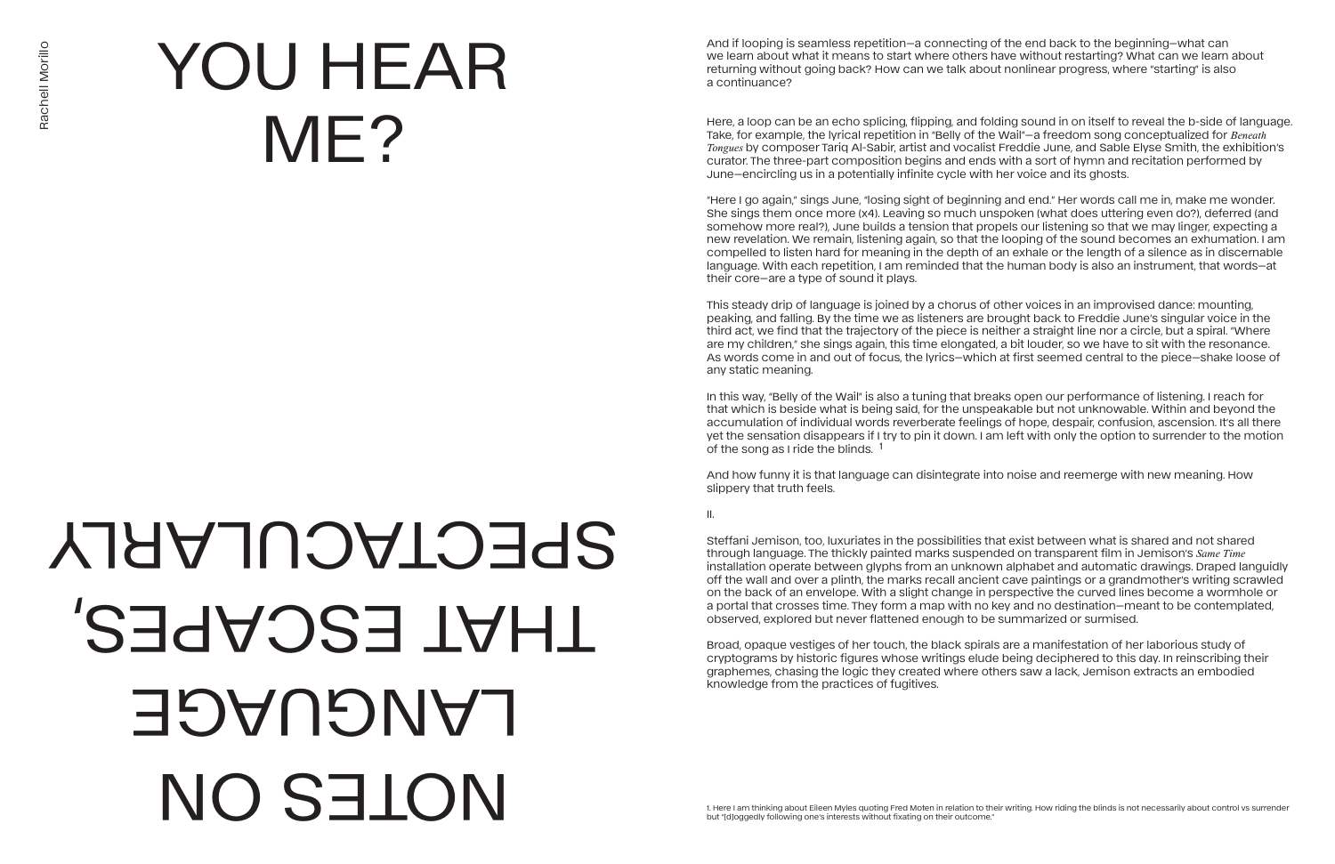Rachell Morillo

# YOU HEAR ME?

# NOTES ON LANGUAGE THAT ESCAPES, SPECTACULARLY

And if looping is seamless repetition—a connecting of the end back to the beginning—what can we learn about what it means to start where others have without restarting? What can we learn about returning without going back? How can we talk about nonlinear progress, where "starting" is also a continuance?

Here, a loop can be an echo splicing, flipping, and folding sound in on itself to reveal the b-side of language. Take, for example, the lyrical repetition in "Belly of the Wail"—a freedom song conceptualized for *Beneath Tongues* by composer Tariq Al-Sabir, artist and vocalist Freddie June, and Sable Elyse Smith, the exhibition's curator. The three-part composition begins and ends with a sort of hymn and recitation performed by June—encircling us in a potentially infinite cycle with her voice and its ghosts.

"Here I go again," sings June, "losing sight of beginning and end." Her words call me in, make me wonder. She sings them once more (x4). Leaving so much unspoken (what does uttering even do?), deferred (and somehow more real?), June builds a tension that propels our listening so that we may linger, expecting a new revelation. We remain, listening again, so that the looping of the sound becomes an exhumation. I am compelled to listen hard for meaning in the depth of an exhale or the length of a silence as in discernable language. With each repetition, I am reminded that the human body is also an instrument, that words—at their core—are a type of sound it plays.

This steady drip of language is joined by a chorus of other voices in an improvised dance: mounting, peaking, and falling. By the time we as listeners are brought back to Freddie June's singular voice in the third act, we find that the trajectory of the piece is neither a straight line nor a circle, but a spiral. "Where are my children," she sings again, this time elongated, a bit louder, so we have to sit with the resonance. As words come in and out of focus, the lyrics—which at first seemed central to the piece—shake loose of any static meaning.

In this way, "Belly of the Wail" is also a tuning that breaks open our performance of listening. I reach for that which is beside what is being said, for the unspeakable but not unknowable. Within and beyond the accumulation of individual words reverberate feelings of hope, despair, confusion, ascension. It's all there yet the sensation disappears if I try to pin it down. I am left with only the option to surrender to the motion of the song as I ride the blinds. [1]

And how funny it is that language can disintegrate into noise and reemerge with new meaning. How slippery that truth feels.

## II.

Steffani Jemison, too, luxuriates in the possibilities that exist between what is shared and not shared through language. The thickly painted marks suspended on transparent film in Jemison's *Same Time* installation operate between glyphs from an unknown alphabet and automatic drawings. Draped languidly off the wall and over a plinth, the marks recall ancient cave paintings or a grandmother's writing scrawled on the back of an envelope. With a slight change in perspective the curved lines become a wormhole or a portal that crosses time. They form a map with no key and no destination—meant to be contemplated, observed, explored but never flattened enough to be summarized or surmised.

Broad, opaque vestiges of her touch, the black spirals are a manifestation of her laborious study of cryptograms by historic figures whose writings elude being deciphered to this day. In reinscribing their graphemes, chasing the logic they created where others saw a lack, Jemison extracts an embodied knowledge from the practices of fugitives.

1. Here I am thinking about Eileen Myles quoting Fred Moten in relation to their writing. How riding the blinds is not necessarily about control vs surrender but "[d]oggedly following one's interests without fixating on their outcome."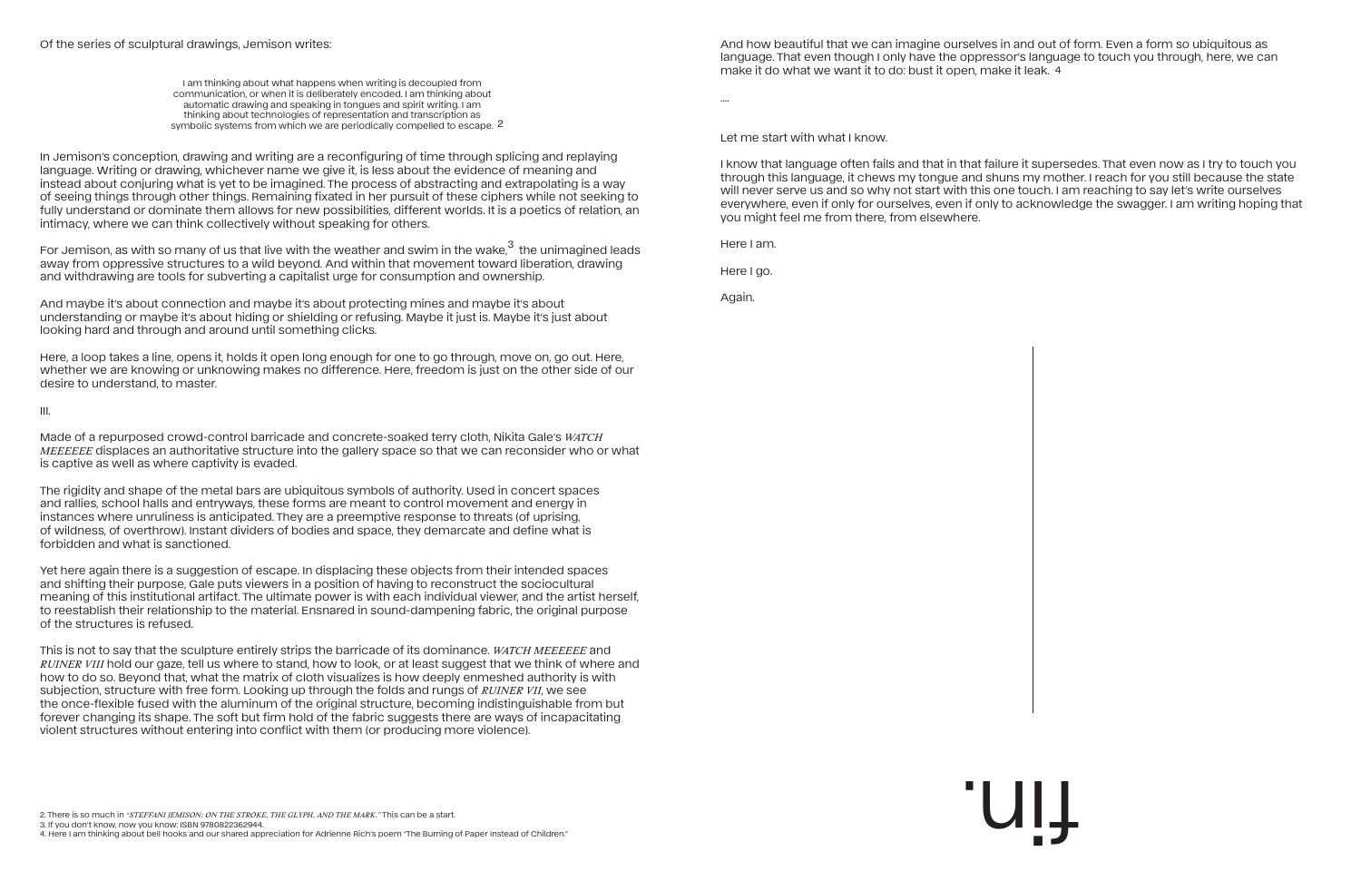Of the series of sculptural drawings, Jemison writes:

> I am thinking about what happens when writing is decoupled from communication, or when it is deliberately encoded. I am thinking about automatic drawing and speaking in tongues and spirit writing. I am thinking about technologies of representation and transcription as symbolic systems from which we are periodically compelled to escape. [2]

In Jemison's conception, drawing and writing are a reconfiguring of time through splicing and replaying language. Writing or drawing, whichever name we give it, is less about the evidence of meaning and instead about conjuring what is yet to be imagined. The process of abstracting and extrapolating is a way of seeing things through other things. Remaining fixated in her pursuit of these ciphers while not seeking to fully understand or dominate them allows for new possibilities, different worlds. It is a poetics of relation, an intimacy, where we can think collectively without speaking for others.

For Jemison, as with so many of us that live with the weather and swim in the wake,[3] the unimagined leads away from oppressive structures to a wild beyond. And within that movement toward liberation, drawing and withdrawing are tools for subverting a capitalist urge for consumption and ownership.

And maybe it's about connection and maybe it's about protecting mines and maybe it's about understanding or maybe it's about hiding or shielding or refusing. Maybe it just is. Maybe it's just about looking hard and through and around until something clicks.

Here, a loop takes a line, opens it, holds it open long enough for one to go through, move on, go out. Here, whether we are knowing or unknowing makes no difference. Here, freedom is just on the other side of our desire to understand, to master.

III.

Made of a repurposed crowd-control barricade and concrete-soaked terry cloth, Nikita Gale's *WATCH MEEEEEE* displaces an authoritative structure into the gallery space so that we can reconsider who or what is captive as well as where captivity is evaded.

The rigidity and shape of the metal bars are ubiquitous symbols of authority. Used in concert spaces and rallies, school halls and entryways, these forms are meant to control movement and energy in instances where unruliness is anticipated. They are a preemptive response to threats (of uprising, of wildness, of overthrow). Instant dividers of bodies and space, they demarcate and define what is forbidden and what is sanctioned.

Yet here again there is a suggestion of escape. In displacing these objects from their intended spaces and shifting their purpose, Gale puts viewers in a position of having to reconstruct the sociocultural meaning of this institutional artifact. The ultimate power is with each individual viewer, and the artist herself, to reestablish their relationship to the material. Ensnared in sound-dampening fabric, the original purpose of the structures is refused.

This is not to say that the sculpture entirely strips the barricade of its dominance. *WATCH MEEEEEE* and *RUINER VIII* hold our gaze, tell us where to stand, how to look, or at least suggest that we think of where and how to do so. Beyond that, what the matrix of cloth visualizes is how deeply enmeshed authority is with subjection, structure with free form. Looking up through the folds and rungs of *RUINER VII*, we see the once-flexible fused with the aluminum of the original structure, becoming indistinguishable from but forever changing its shape. The soft but firm hold of the fabric suggests there are ways of incapacitating violent structures without entering into conflict with them (or producing more violence).

And how beautiful that we can imagine ourselves in and out of form. Even a form so ubiquitous as language. That even though I only have the oppressor's language to touch you through, here, we can make it do what we want it to do: bust it open, make it leak. [4]

....

Let me start with what I know.

I know that language often fails and that in that failure it supersedes. That even now as I try to touch you through this language, it chews my tongue and shuns my mother. I reach for you still because the state will never serve us and so why not start with this one touch. I am reaching to say let's write ourselves everywhere, even if only for ourselves, even if only to acknowledge the swagger. I am writing hoping that you might feel me from there, from elsewhere.

Here I am.

Here I go.

Again.

fin.

2. There is so much in "*STEFFANI JEMISON: ON THE STROKE, THE GLYPH, AND THE MARK.*" This can be a start.
3. If you don't know, now you know: ISBN 9780822362944.
4. Here I am thinking about bell hooks and our shared appreciation for Adrienne Rich's poem "The Burning of Paper Instead of Children."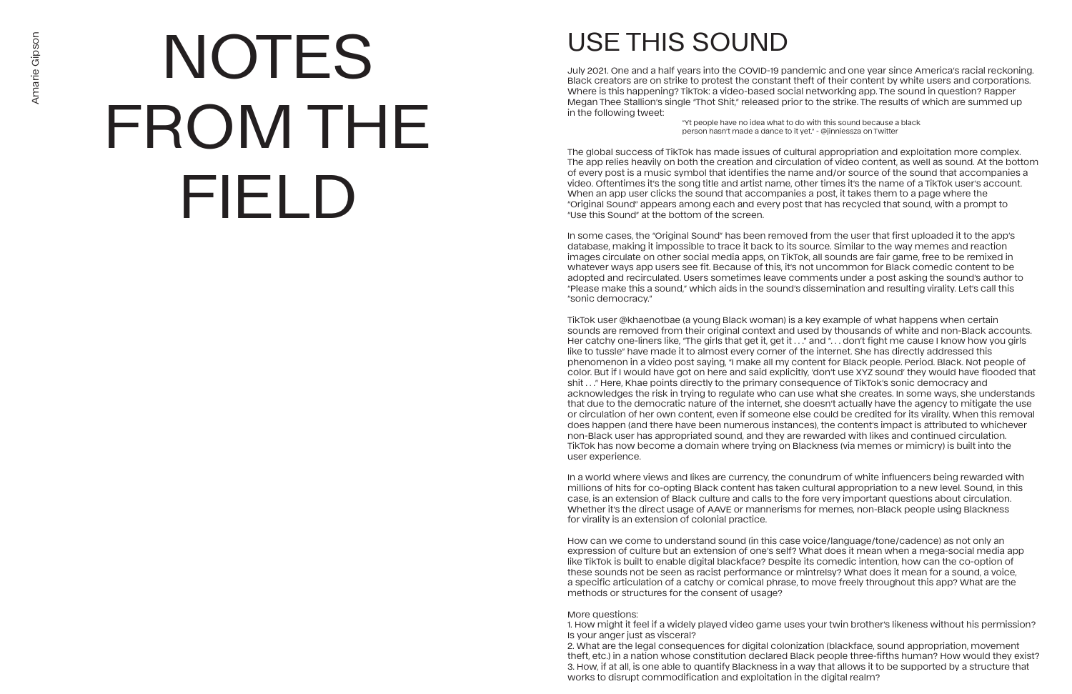Amarie Gipson

# NOTES FROM THE FIELD

## USE THIS SOUND

July 2021. One and a half years into the COVID-19 pandemic and one year since America's racial reckoning. Black creators are on strike to protest the constant theft of their content by white users and corporations. Where is this happening? TikTok: a video-based social networking app. The sound in question? Rapper Megan Thee Stallion's single "Thot Shit," released prior to the strike. The results of which are summed up in the following tweet:

> "Yt people have no idea what to do with this sound because a black person hasn't made a dance to it yet." - @jinniessza on Twitter

The global success of TikTok has made issues of cultural appropriation and exploitation more complex. The app relies heavily on both the creation and circulation of video content, as well as sound. At the bottom of every post is a music symbol that identifies the name and/or source of the sound that accompanies a video. Oftentimes it's the song title and artist name, other times it's the name of a TikTok user's account. When an app user clicks the sound that accompanies a post, it takes them to a page where the "Original Sound" appears among each and every post that has recycled that sound, with a prompt to "Use this Sound" at the bottom of the screen.

In some cases, the "Original Sound" has been removed from the user that first uploaded it to the app's database, making it impossible to trace it back to its source. Similar to the way memes and reaction images circulate on other social media apps, on TikTok, all sounds are fair game, free to be remixed in whatever ways app users see fit. Because of this, it's not uncommon for Black comedic content to be adopted and recirculated. Users sometimes leave comments under a post asking the sound's author to "Please make this a sound," which aids in the sound's dissemination and resulting virality. Let's call this "sonic democracy."

TikTok user @khaenotbae (a young Black woman) is a key example of what happens when certain sounds are removed from their original context and used by thousands of white and non-Black accounts. Her catchy one-liners like, "The girls that get it, get it . . ." and ". . . don't fight me cause I know how you girls like to tussle" have made it to almost every corner of the internet. She has directly addressed this phenomenon in a video post saying, "I make all my content for Black people. Period. Black. Not people of color. But if I would have got on here and said explicitly, 'don't use XYZ sound' they would have flooded that shit . . ." Here, Khae points directly to the primary consequence of TikTok's sonic democracy and acknowledges the risk in trying to regulate who can use what she creates. In some ways, she understands that due to the democratic nature of the internet, she doesn't actually have the agency to mitigate the use or circulation of her own content, even if someone else could be credited for its virality. When this removal does happen (and there have been numerous instances), the content's impact is attributed to whichever non-Black user has appropriated sound, and they are rewarded with likes and continued circulation. TikTok has now become a domain where trying on Blackness (via memes or mimicry) is built into the user experience.

In a world where views and likes are currency, the conundrum of white influencers being rewarded with millions of hits for co-opting Black content has taken cultural appropriation to a new level. Sound, in this case, is an extension of Black culture and calls to the fore very important questions about circulation. Whether it's the direct usage of AAVE or mannerisms for memes, non-Black people using Blackness for virality is an extension of colonial practice.

How can we come to understand sound (in this case voice/language/tone/cadence) as not only an expression of culture but an extension of one's self? What does it mean when a mega-social media app like TikTok is built to enable digital blackface? Despite its comedic intention, how can the co-option of these sounds not be seen as racist performance or mintrelsy? What does it mean for a sound, a voice, a specific articulation of a catchy or comical phrase, to move freely throughout this app? What are the methods or structures for the consent of usage?

More questions:

1. How might it feel if a widely played video game uses your twin brother's likeness without his permission? Is your anger just as visceral?
2. What are the legal consequences for digital colonization (blackface, sound appropriation, movement theft, etc.) in a nation whose constitution declared Black people three-fifths human? How would they exist?
3. How, if at all, is one able to quantify Blackness in a way that allows it to be supported by a structure that works to disrupt commodification and exploitation in the digital realm?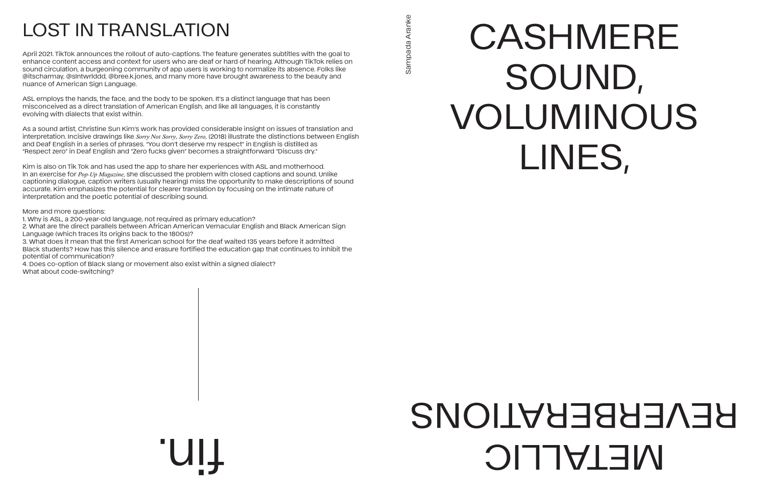# LOST IN TRANSLATION

April 2021. TikTok announces the rollout of auto-captions. The feature generates subtitles with the goal to enhance content access and context for users who are deaf or hard of hearing. Although TikTok relies on sound circulation, a burgeoning community of app users is working to normalize its absence. Folks like @itscharmay, @slntwrlddd, @bree.k.jones, and many more have brought awareness to the beauty and nuance of American Sign Language.

ASL employs the hands, the face, and the body to be spoken. It's a distinct language that has been misconceived as a direct translation of American English, and like all languages, it is constantly evolving with dialects that exist within.

As a sound artist, Christine Sun Kim's work has provided considerable insight on issues of translation and interpretation. Incisive drawings like *Sorry Not Sorry, Sorry Zero,* (2018) illustrate the distinctions between English and Deaf English in a series of phrases. "You don't deserve my respect" in English is distilled as "Respect zero" in Deaf English and "Zero fucks given" becomes a straightforward "Discuss dry."

Kim is also on Tik Tok and has used the app to share her experiences with ASL and motherhood. In an exercise for *Pop-Up Magazine,* she discussed the problem with closed captions and sound. Unlike captioning dialogue, caption writers (usually hearing) miss the opportunity to make descriptions of sound accurate. Kim emphasizes the potential for clearer translation by focusing on the intimate nature of interpretation and the poetic potential of describing sound.

More and more questions:
1. Why is ASL, a 200-year-old language, not required as primary education?
2. What are the direct parallels between African American Vernacular English and Black American Sign Language (which traces its origins back to the 1800s)?
3. What does it mean that the first American school for the deaf waited 135 years before it admitted Black students? How has this silence and erasure fortified the education gap that continues to inhibit the potential of communication?
4. Does co-option of Black slang or movement also exist within a signed dialect? What about code-switching?

fin.

Sampada Aranke

# CASHMERE SOUND, VOLUMINOUS LINES,

# METALLIC REVERBERATIONS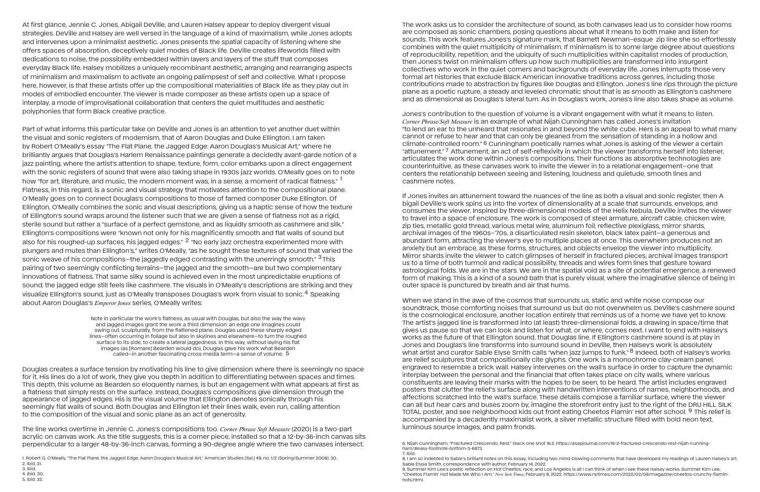At first glance, Jennie C. Jones, Abigail DeVille, and Lauren Halsey appear to deploy divergent visual strategies. DeVille and Halsey are well versed in the language of a kind of maximalism, while Jones adopts and intervenes upon a minimalist aesthetic. Jones presents the spatial capacity of listening where she offers spaces of absorption, deceptively quiet modes of Black life. DeVille creates lifeworlds filled with dedications to noise, the possibility embedded within layers and layers of the stuff that composes everyday Black life. Halsey mobilizes a uniquely recombinant aesthetic, arranging and rearranging aspects of minimalism and maximalism to activate an ongoing palimpsest of self and collective. What I propose here, however, is that these artists offer up the compositional materialities of Black life as they play out in modes of embodied encounter. The viewer is made composer as these artists open up a space of interplay, a mode of improvisational collaboration that centers the quiet multitudes and aesthetic polyphonies that form Black creative practice.

Part of what informs this particular take on DeVille and Jones is an attention to yet another duet within the visual and sonic registers of modernism, that of Aaron Douglas and Duke Ellington. I am taken by Robert O'Meally's essay "The Flat Plane, the Jagged Edge: Aaron Douglas's Musical Art," where he brilliantly argues that Douglas's Harlem Renaissance paintings generate a decidedly avant-garde notion of a jazz painting, where the artist's attention to shape, texture, form, color embarks upon a direct engagement with the sonic registers of sound that were also taking shape in 1930s jazz worlds. O'Meally goes on to note how "for art, literature, and music, the modern moment was, in a sense, a moment of radical flatness." [1] Flatness, in this regard, is a sonic and visual strategy that motivates attention to the compositional plane. O'Meally goes on to connect Douglas's compositions to those of famed composer Duke Ellington. Of Ellington, O'Meally combines the sonic and visual descriptions, giving us a haptic sense of how the texture of Ellington's sound wraps around the listener such that we are given a sense of flatness not as a rigid, sterile sound but rather a "surface of a perfect gemstone, and as liquidly smooth as cashmere and silk." Ellington's compositions were "known not only for his magnificently smooth and flat walls of sound but also for his roughed-up surfaces, his jagged edges." [2] "No early jazz orchestra experimented more with plungers and mutes than Ellington's," writes O'Meally, "as he sought these textures of sound that varied the sonic weave of his compositions—the jaggedly edged contrasting with the unerringly smooth." [3] This pairing of two seemingly conflicting terrains—the jagged and the smooth—are but two complementary innovations of flatness. That same silky sound is achieved even in the most unpredictable eruptions of sound; the jagged edge still feels like cashmere. The visuals in O'Meally's descriptions are striking and they visualize Ellington's sound, just as O'Meally transposes Douglas's work from visual to sonic.[4] Speaking about Aaron Douglas's *Emperor Jones* series, O'Meally writes:

> Note in particular the work's flatness, as usual with Douglas, but also the way the wavy and jagged images grant the work a third dimension: an edge one imagines could swing out, sculpturally, from the flattened plane. Douglas used these sharply edged lines—often occurring in foliage but also in skylines and elsewhere—to turn the roughed surface to its side, to create a lateral jaggedness. In this way, without laying his flat images (as [Romare] Bearden would do), Douglas gave his work what Bearden called—in another fascinating cross-media term—a sense of volume. [5]

Douglas creates a surface tension by motivating his line to give dimension where there is seemingly no space for it. His lines do a lot of work, they give you depth in addition to differentiating between spaces and times. This depth, this volume as Bearden so eloquently names, is but an engagement with what appears at first as a flatness that simply rests on the surface. Instead, Douglas's compositions give dimension through the appearance of jagged edges. His is the visual volume that Ellington denotes sonically through his seemingly flat walls of sound. Both Douglas and Ellington let their lines walk, even run, calling attention to the composition of the visual and sonic plane as an act of generosity.

The line works overtime in Jennie C. Jones's compositions too. *Corner Phrase Soft Measure* (2020) is a two-part acrylic on canvas work. As the title suggests, this is a corner piece, installed so that a 12-by-36-inch canvas sits perpendicular to a larger 48-by-36-inch canvas, forming a 90-degree angle where the two canvases intersect.

The work asks us to consider the architecture of sound, as both canvases lead us to consider how rooms are composed as sonic chambers, posing questions about what it means to both make and listen for sounds. This work features Jones's signature mark, that Barnett Newman–esque zip line she so effortlessly combines with the quiet multiplicity of minimalism. If minimalism is to some large degree about questions of reproducibility, repetition, and the ubiquity of such multiplicities within capitalist modes of production, then Jones's twist on minimalism offers up how such multiplicities are transformed into insurgent collectives who work in the quiet corners and backgrounds of everyday life. Jones interrupts those very formal art histories that exclude Black American innovative traditions across genres, including those contributions made to abstraction by figures like Douglas and Ellington. Jones's line rips through the picture plane as a poetic rupture, a steady and leveled chromatic shout that is as smooth as Ellington's cashmere and as dimensional as Douglas's lateral turn. As in Douglas's work, Jones's line also takes shape as volume.

Jones's contribution to the question of volume is a vibrant engagement with what it means to listen. *Corner Phrase/Soft Measure* is an example of what Nijah Cunningham has called Jones's invitation "to lend an ear to the unheard that resonates in and beyond the white cube. Hers is an appeal to what many cannot or refuse to hear and that can only be gleaned from the sensation of standing in a hollow and climate-controlled room." [6] Cunningham poetically names what Jones is asking of the viewer a certain "attunement." [7] Attunement, an act of self-reflexivity in which the viewer transforms herself into listener, articulates the work done within Jones's compositions. Their functions as absorptive technologies are counterintuitive, as these canvases work to invite the viewer in to a relational engagement—one that centers the relationship between seeing and listening, loudness and quietude, smooth lines and cashmere notes.

If Jones invites an attunement toward the nuances of the line as both a visual and sonic register, then Abigail DeVille's work spins us into the vortex of dimensionality at a scale that surrounds, envelops, and consumes the viewer. Inspired by three-dimensional models of the Helix Nebula, DeVille invites the viewer to travel into a space of enclosure. The work is composed of steel armature, aircraft cable, chicken wire, zip ties, metallic gold thread, various metal wire, aluminum foil, reflective plexiglass, mirror shards, archival images of the 1960s–'70s, a disarticulated resin skeleton, black latex paint—a generous and abundant form, attracting the viewer's eye to multiple places at once. This overwhelm produces not an anxiety but an embrace, as these forms, structures, and objects envelop the viewer into multiplicity. Mirror shards invite the viewer to catch glimpses of herself in fractured pieces, archival images transport us to a time of both turmoil and radical possibility, threads and wires form lines that gesture toward astrological folds. We are in the stars. We are in the spatial void as a site of potential emergence, a renewed form of making. This is a kind of a sound bath that is purely visual, where the imaginative silence of being in outer space is punctured by breath and air that hums.

When we stand in the awe of the cosmos that surrounds us, static and white noise compose our soundtrack, those comforting noises that surround us but do not overwhelm us. DeVille's cashmere sound is the cosmological enclosure, another location entirely that reminds us of a home we have yet to know. The artist's jagged line is transformed into (at least) three-dimensional folds, a drawing in space/time that gives us pause so that we can look and listen for what, or where, comes next. I want to end with Halsey's works as the future of that Ellington sound, that Douglas line. If Ellington's cashmere sound is at play in Jones and Douglas's line transforms into surround sound in DeVille, then Halsey's work is absolutely what artist and curator Sable Elyse Smith calls "when jazz jumps to funk." [8] Indeed, both of Halsey's works are relief sculptures that compositionally cite glyphs. One work is a monochrome clay-cream panel, engraved to resemble a brick wall. Halsey intervenes on the wall's surface in order to capture the dynamic interplay between the personal and the financial that often takes place on city walls, where various constituents are leaving their marks with the hopes to be seen, to be heard. The artist includes engraved posters that clutter the relief's surface along with handwritten interventions of names, neighborhoods, and affections scratched into the wall's surface. These details compose a familiar surface, where the viewer can all but hear cars and buses zoom by, imagine the storefront entry just to the right of the DRU HILL SILK TOTAL poster, and see neighborhood kids out front eating Cheetos Flamin' Hot after school. [9] This relief is accompanied by a decadently maximalist work, a silver metallic structure filled with bold neon text, luminous source images, and palm fronds.

1. Robert G. O'Meally, "The Flat Plane, the Jagged Edge: Aaron Douglas's Musical Art," American Studies [ital.] 49, no. 1/2 (Spring/Summer 2008): 30.
2. Ibid, 31.
3. Ibid.
4. Ibid. 30.
5. Ibid. 32.
6. Nijah Cunningham, "Fractured Crescendo, Rest," black one shot 16.2, https://asapjournal.com/16-2-fractured-crescendo-rest-nijah-cunningham/#easy-footnote-bottom-3-6873.
7. Ibid.
8. I am so indebted to Sable's brilliant notes on this essay, including two mind-blowing comments that have developed my readings of Lauren Halsey's art. Sable Elyse Smith, correspondence with author, February 14, 2022.
9. Summer Kim Lee's poetic reflection on Hot Cheetos, race, and Los Angeles is all I can think of when I see these Halsey works. Summer Kim Lee, "Cheetos Flamin' Hot Made Me Who I Am," *New York Times*, February 8, 2022, https://www.nytimes.com/2022/02/08/magazine/cheetos-crunchy-flamin-hots.html.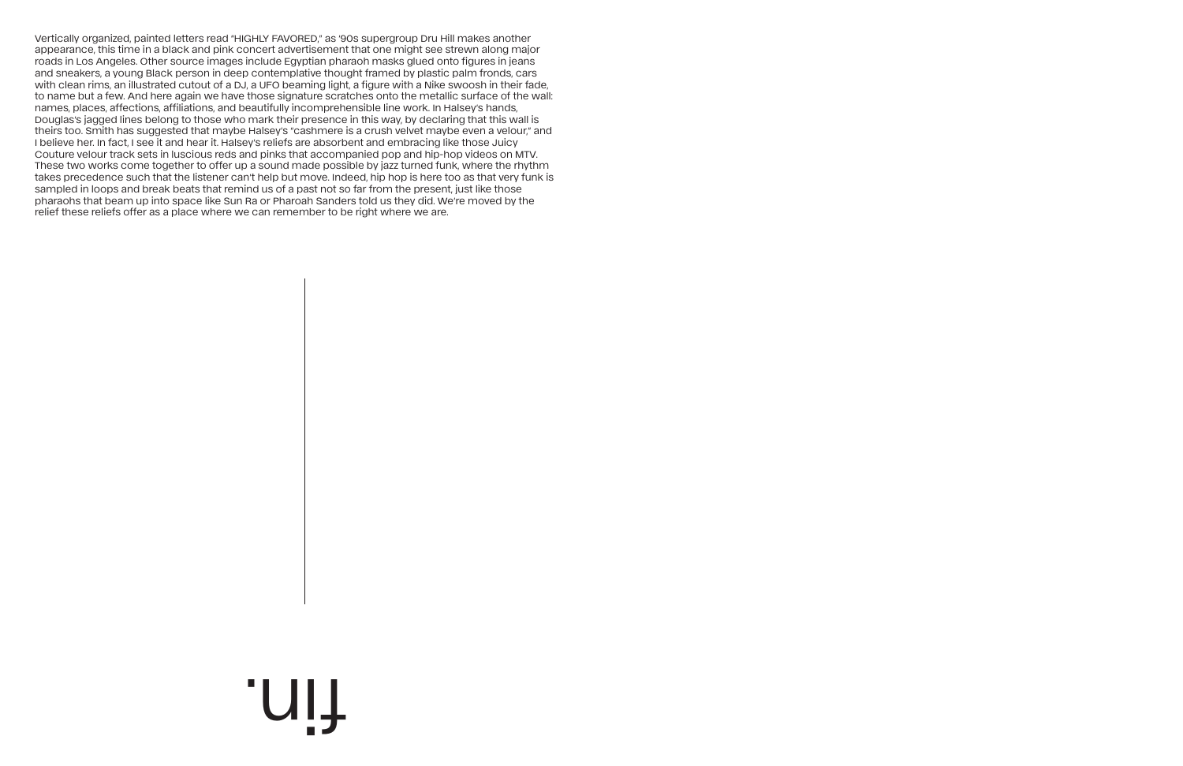Vertically organized, painted letters read "HIGHLY FAVORED," as '90s supergroup Dru Hill makes another appearance, this time in a black and pink concert advertisement that one might see strewn along major roads in Los Angeles. Other source images include Egyptian pharaoh masks glued onto figures in jeans and sneakers, a young Black person in deep contemplative thought framed by plastic palm fronds, cars with clean rims, an illustrated cutout of a DJ, a UFO beaming light, a figure with a Nike swoosh in their fade, to name but a few. And here again we have those signature scratches onto the metallic surface of the wall: names, places, affections, affiliations, and beautifully incomprehensible line work. In Halsey's hands, Douglas's jagged lines belong to those who mark their presence in this way, by declaring that this wall is theirs too. Smith has suggested that maybe Halsey's "cashmere is a crush velvet maybe even a velour," and I believe her. In fact, I see it and hear it. Halsey's reliefs are absorbent and embracing like those Juicy Couture velour track sets in luscious reds and pinks that accompanied pop and hip-hop videos on MTV. These two works come together to offer up a sound made possible by jazz turned funk, where the rhythm takes precedence such that the listener can't help but move. Indeed, hip hop is here too as that very funk is sampled in loops and break beats that remind us of a past not so far from the present, just like those pharaohs that beam up into space like Sun Ra or Pharoah Sanders told us they did. We're moved by the relief these reliefs offer as a place where we can remember to be right where we are.

fin.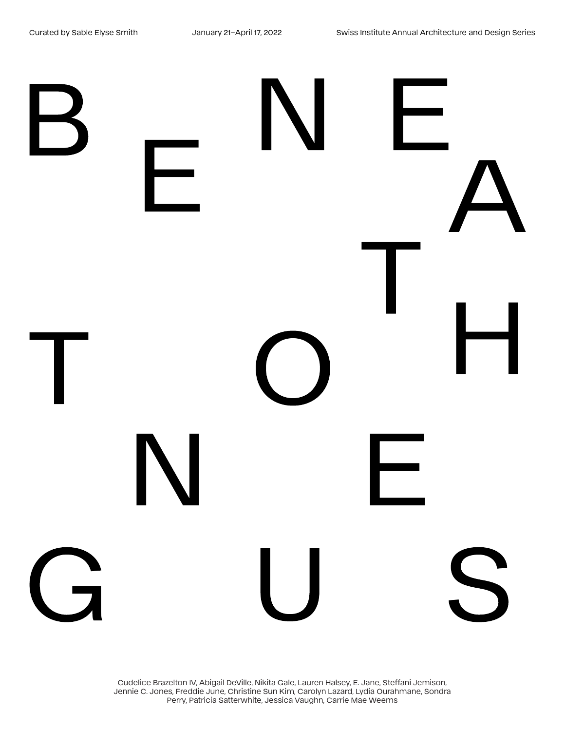Curated by Sable Elyse Smith

January 21–April 17, 2022

Swiss Institute Annual Architecture and Design Series

# BENEATH THE GROUND

Cudelice Brazelton IV, Abigail DeVille, Nikita Gale, Lauren Halsey, E. Jane, Steffani Jemison, Jennie C. Jones, Freddie June, Christine Sun Kim, Carolyn Lazard, Lydia Ourahmane, Sondra Perry, Patricia Satterwhite, Jessica Vaughn, Carrie Mae Weems